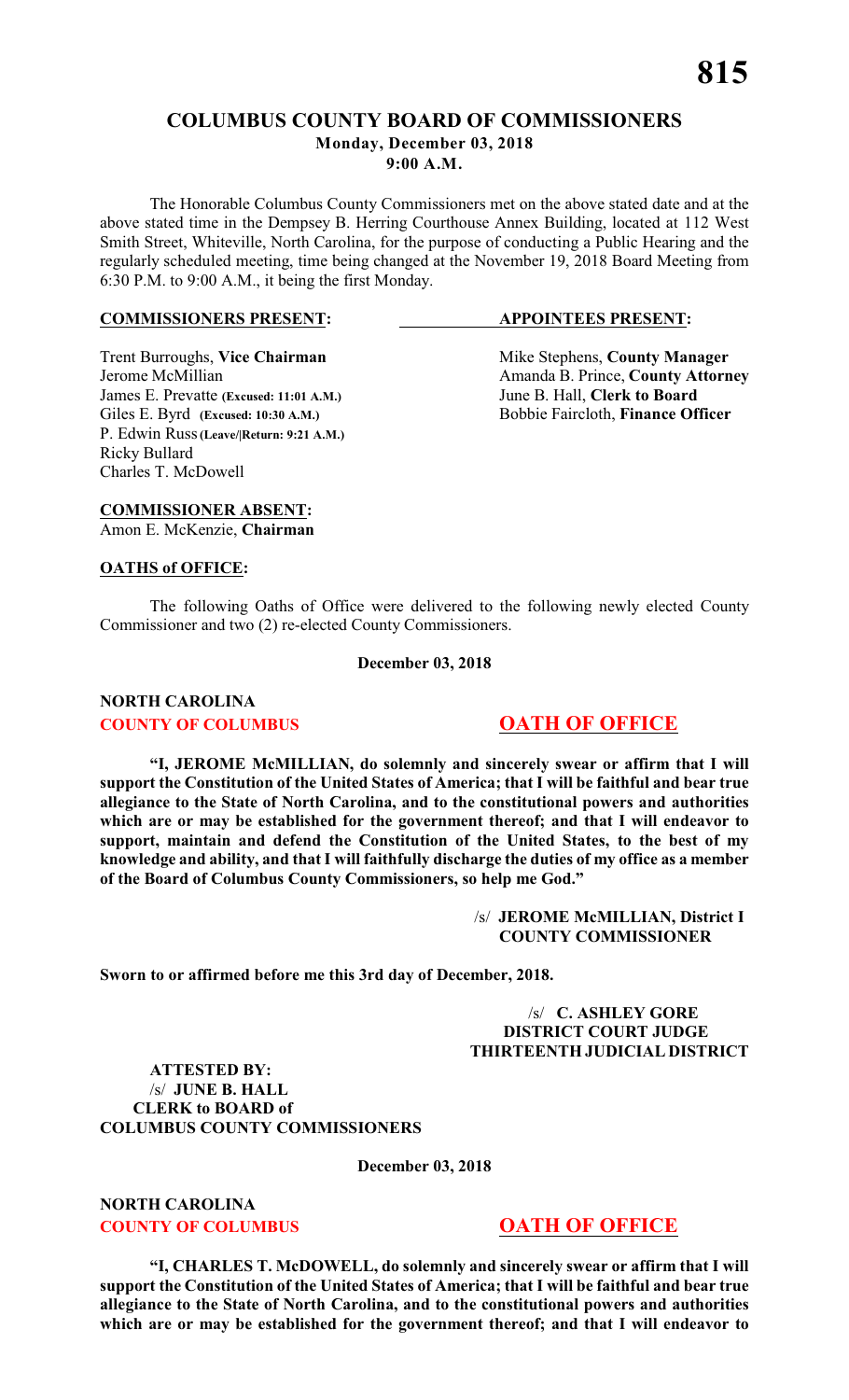# COLUMBUS COUNTY BOARD OF COMMISSIONERS

**Monday, December 03, 2018**
**9:00 A.M.**

The Honorable Columbus County Commissioners met on the above stated date and at the above stated time in the Dempsey B. Herring Courthouse Annex Building, located at 112 West Smith Street, Whiteville, North Carolina, for the purpose of conducting a Public Hearing and the regularly scheduled meeting, time being changed at the November 19, 2018 Board Meeting from 6:30 P.M. to 9:00 A.M., it being the first Monday.

**COMMISSIONERS PRESENT:**

Trent Burroughs, **Vice Chairman**
Jerome McMillian
James E. Prevatte **(Excused: 11:01 A.M.)**
Giles E. Byrd **(Excused: 10:30 A.M.)**
P. Edwin Russ **(Leave/|Return: 9:21 A.M.)**
Ricky Bullard
Charles T. McDowell

**APPOINTEES PRESENT:**

Mike Stephens, **County Manager**
Amanda B. Prince, **County Attorney**
June B. Hall, **Clerk to Board**
Bobbie Faircloth, **Finance Officer**

**COMMISSIONER ABSENT:**

Amon E. McKenzie, **Chairman**

**OATHS of OFFICE:**

The following Oaths of Office were delivered to the following newly elected County Commissioner and two (2) re-elected County Commissioners.

**December 03, 2018**

**NORTH CAROLINA**
**COUNTY OF COLUMBUS** **OATH OF OFFICE**

**"I, JEROME McMILLIAN, do solemnly and sincerely swear or affirm that I will support the Constitution of the United States of America; that I will be faithful and bear true allegiance to the State of North Carolina, and to the constitutional powers and authorities which are or may be established for the government thereof; and that I will endeavor to support, maintain and defend the Constitution of the United States, to the best of my knowledge and ability, and that I will faithfully discharge the duties of my office as a member of the Board of Columbus County Commissioners, so help me God."**

/s/ **JEROME McMILLIAN, District I**
**COUNTY COMMISSIONER**

**Sworn to or affirmed before me this 3rd day of December, 2018.**

/s/ **C. ASHLEY GORE**
**DISTRICT COURT JUDGE**
**THIRTEENTH JUDICIAL DISTRICT**

**ATTESTED BY:**
/s/ **JUNE B. HALL**
**CLERK to BOARD of**
**COLUMBUS COUNTY COMMISSIONERS**

**December 03, 2018**

**NORTH CAROLINA**
**COUNTY OF COLUMBUS** **OATH OF OFFICE**

**"I, CHARLES T. McDOWELL, do solemnly and sincerely swear or affirm that I will support the Constitution of the United States of America; that I will be faithful and bear true allegiance to the State of North Carolina, and to the constitutional powers and authorities which are or may be established for the government thereof; and that I will endeavor to**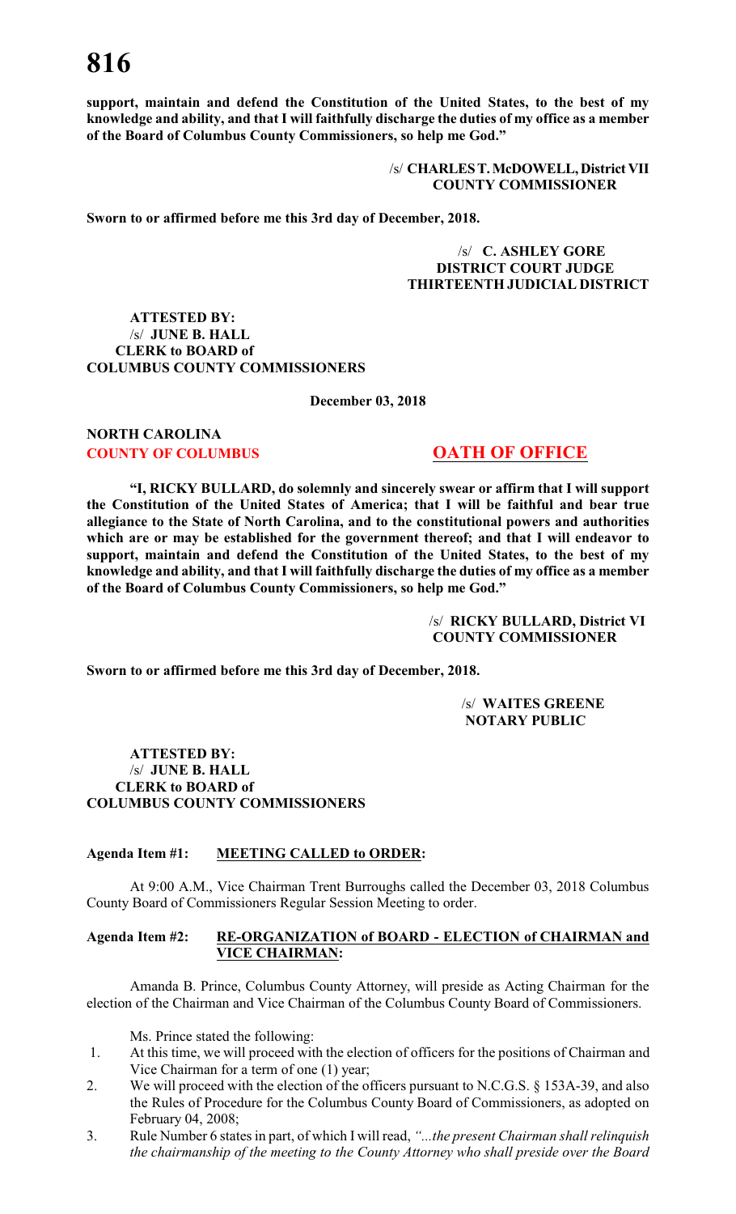**support, maintain and defend the Constitution of the United States, to the best of my knowledge and ability, and that I will faithfully discharge the duties of my office as a member of the Board of Columbus County Commissioners, so help me God."**

/s/ **CHARLES T. McDOWELL, District VII**
**COUNTY COMMISSIONER**

**Sworn to or affirmed before me this 3rd day of December, 2018.**

/s/ **C. ASHLEY GORE**
**DISTRICT COURT JUDGE**
**THIRTEENTH JUDICIAL DISTRICT**

**ATTESTED BY:**
/s/ **JUNE B. HALL**
**CLERK to BOARD of**
**COLUMBUS COUNTY COMMISSIONERS**

**December 03, 2018**

**NORTH CAROLINA**
**COUNTY OF COLUMBUS** **OATH OF OFFICE**

**"I, RICKY BULLARD, do solemnly and sincerely swear or affirm that I will support the Constitution of the United States of America; that I will be faithful and bear true allegiance to the State of North Carolina, and to the constitutional powers and authorities which are or may be established for the government thereof; and that I will endeavor to support, maintain and defend the Constitution of the United States, to the best of my knowledge and ability, and that I will faithfully discharge the duties of my office as a member of the Board of Columbus County Commissioners, so help me God."**

/s/ **RICKY BULLARD, District VI**
**COUNTY COMMISSIONER**

**Sworn to or affirmed before me this 3rd day of December, 2018.**

/s/ **WAITES GREENE**
**NOTARY PUBLIC**

**ATTESTED BY:**
/s/ **JUNE B. HALL**
**CLERK to BOARD of**
**COLUMBUS COUNTY COMMISSIONERS**

**Agenda Item #1: MEETING CALLED to ORDER:**

At 9:00 A.M., Vice Chairman Trent Burroughs called the December 03, 2018 Columbus County Board of Commissioners Regular Session Meeting to order.

**Agenda Item #2: RE-ORGANIZATION of BOARD - ELECTION of CHAIRMAN and VICE CHAIRMAN:**

Amanda B. Prince, Columbus County Attorney, will preside as Acting Chairman for the election of the Chairman and Vice Chairman of the Columbus County Board of Commissioners.

Ms. Prince stated the following:

1. At this time, we will proceed with the election of officers for the positions of Chairman and Vice Chairman for a term of one (1) year;
2. We will proceed with the election of the officers pursuant to N.C.G.S. § 153A-39, and also the Rules of Procedure for the Columbus County Board of Commissioners, as adopted on February 04, 2008;
3. Rule Number 6 states in part, of which I will read, *"...the present Chairman shall relinquish the chairmanship of the meeting to the County Attorney who shall preside over the Board*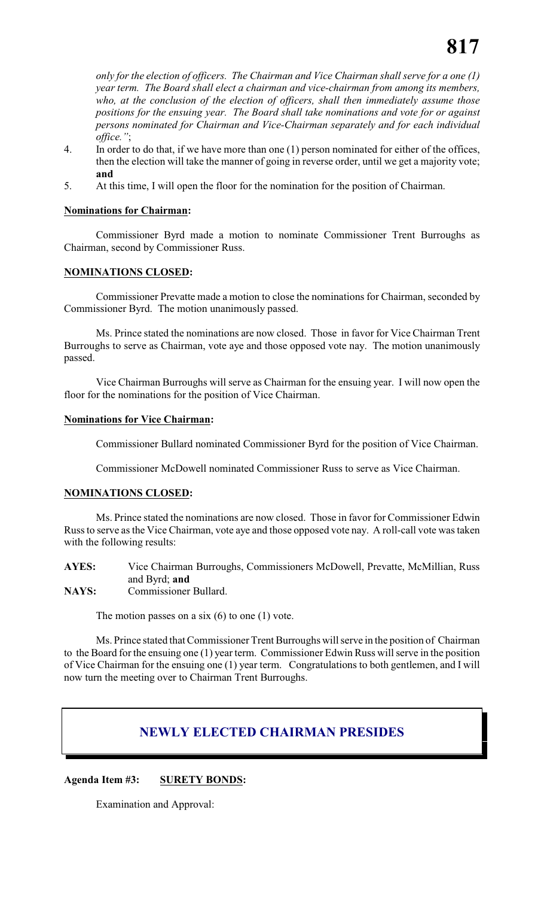*only for the election of officers. The Chairman and Vice Chairman shall serve for a one (1) year term. The Board shall elect a chairman and vice-chairman from among its members, who, at the conclusion of the election of officers, shall then immediately assume those positions for the ensuing year. The Board shall take nominations and vote for or against persons nominated for Chairman and Vice-Chairman separately and for each individual office."*;

4. In order to do that, if we have more than one (1) person nominated for either of the offices, then the election will take the manner of going in reverse order, until we get a majority vote; **and**
5. At this time, I will open the floor for the nomination for the position of Chairman.

**Nominations for Chairman:**

Commissioner Byrd made a motion to nominate Commissioner Trent Burroughs as Chairman, second by Commissioner Russ.

**NOMINATIONS CLOSED:**

Commissioner Prevatte made a motion to close the nominations for Chairman, seconded by Commissioner Byrd. The motion unanimously passed.

Ms. Prince stated the nominations are now closed. Those in favor for Vice Chairman Trent Burroughs to serve as Chairman, vote aye and those opposed vote nay. The motion unanimously passed.

Vice Chairman Burroughs will serve as Chairman for the ensuing year. I will now open the floor for the nominations for the position of Vice Chairman.

**Nominations for Vice Chairman:**

Commissioner Bullard nominated Commissioner Byrd for the position of Vice Chairman.

Commissioner McDowell nominated Commissioner Russ to serve as Vice Chairman.

**NOMINATIONS CLOSED:**

Ms. Prince stated the nominations are now closed. Those in favor for Commissioner Edwin Russ to serve as the Vice Chairman, vote aye and those opposed vote nay. A roll-call vote was taken with the following results:

**AYES:** Vice Chairman Burroughs, Commissioners McDowell, Prevatte, McMillian, Russ and Byrd; **and**
**NAYS:** Commissioner Bullard.

The motion passes on a six (6) to one (1) vote.

Ms. Prince stated that Commissioner Trent Burroughs will serve in the position of Chairman to the Board for the ensuing one (1) year term. Commissioner Edwin Russ will serve in the position of Vice Chairman for the ensuing one (1) year term. Congratulations to both gentlemen, and I will now turn the meeting over to Chairman Trent Burroughs.

## NEWLY ELECTED CHAIRMAN PRESIDES

**Agenda Item #3: SURETY BONDS:**

Examination and Approval: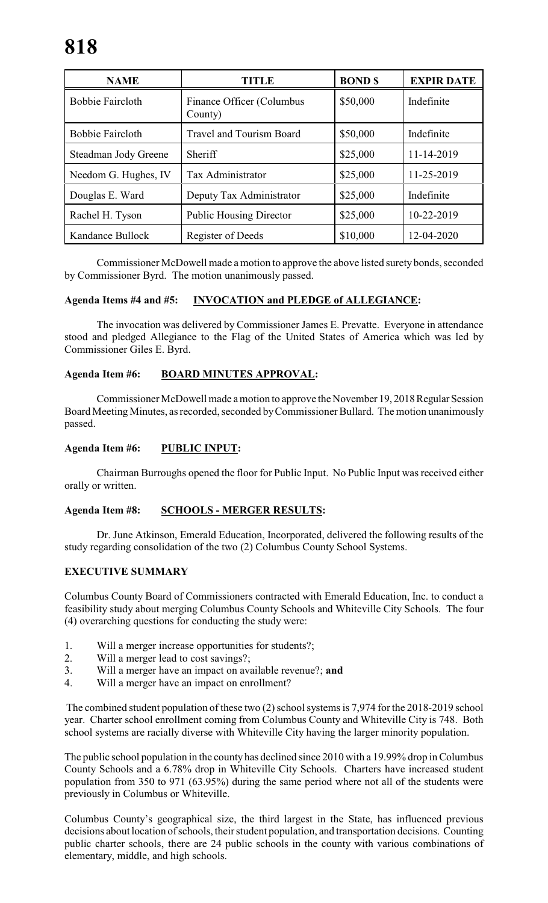| NAME | TITLE | BOND $ | EXPIR DATE |
| --- | --- | --- | --- |
| Bobbie Faircloth | Finance Officer (Columbus County) | $50,000 | Indefinite |
| Bobbie Faircloth | Travel and Tourism Board | $50,000 | Indefinite |
| Steadman Jody Greene | Sheriff | $25,000 | 11-14-2019 |
| Needom G. Hughes, IV | Tax Administrator | $25,000 | 11-25-2019 |
| Douglas E. Ward | Deputy Tax Administrator | $25,000 | Indefinite |
| Rachel H. Tyson | Public Housing Director | $25,000 | 10-22-2019 |
| Kandance Bullock | Register of Deeds | $10,000 | 12-04-2020 |

Commissioner McDowell made a motion to approve the above listed surety bonds, seconded by Commissioner Byrd. The motion unanimously passed.

**Agenda Items #4 and #5: INVOCATION and PLEDGE of ALLEGIANCE:**

The invocation was delivered by Commissioner James E. Prevatte. Everyone in attendance stood and pledged Allegiance to the Flag of the United States of America which was led by Commissioner Giles E. Byrd.

**Agenda Item #6: BOARD MINUTES APPROVAL:**

Commissioner McDowell made a motion to approve the November 19, 2018 Regular Session Board Meeting Minutes, as recorded, seconded by Commissioner Bullard. The motion unanimously passed.

**Agenda Item #6: PUBLIC INPUT:**

Chairman Burroughs opened the floor for Public Input. No Public Input was received either orally or written.

**Agenda Item #8: SCHOOLS - MERGER RESULTS:**

Dr. June Atkinson, Emerald Education, Incorporated, delivered the following results of the study regarding consolidation of the two (2) Columbus County School Systems.

**EXECUTIVE SUMMARY**

Columbus County Board of Commissioners contracted with Emerald Education, Inc. to conduct a feasibility study about merging Columbus County Schools and Whiteville City Schools. The four (4) overarching questions for conducting the study were:

1. Will a merger increase opportunities for students?;
2. Will a merger lead to cost savings?;
3. Will a merger have an impact on available revenue?; **and**
4. Will a merger have an impact on enrollment?

The combined student population of these two (2) school systems is 7,974 for the 2018-2019 school year. Charter school enrollment coming from Columbus County and Whiteville City is 748. Both school systems are racially diverse with Whiteville City having the larger minority population.

The public school population in the county has declined since 2010 with a 19.99% drop in Columbus County Schools and a 6.78% drop in Whiteville City Schools. Charters have increased student population from 350 to 971 (63.95%) during the same period where not all of the students were previously in Columbus or Whiteville.

Columbus County's geographical size, the third largest in the State, has influenced previous decisions about location of schools, their student population, and transportation decisions. Counting public charter schools, there are 24 public schools in the county with various combinations of elementary, middle, and high schools.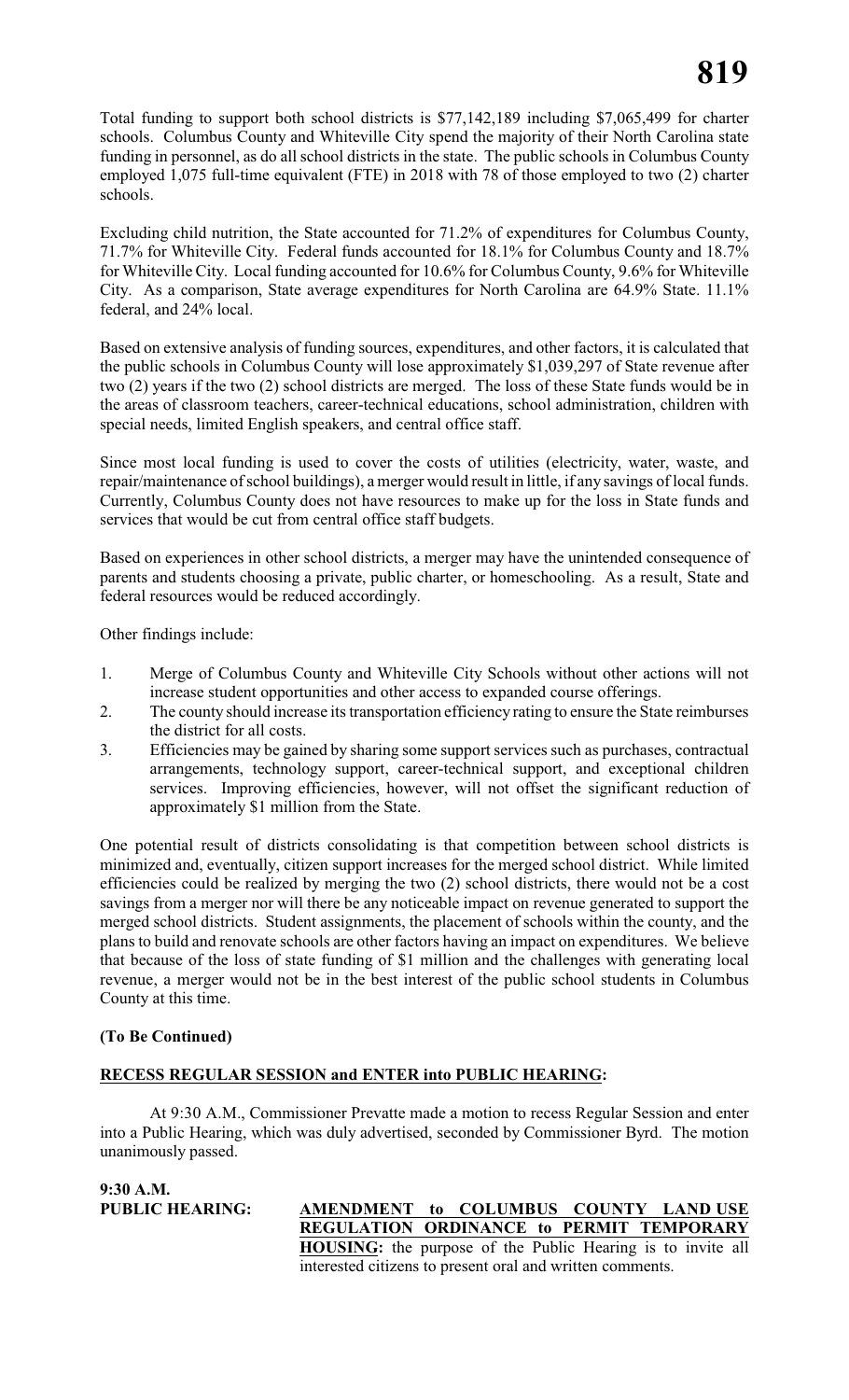Total funding to support both school districts is $77,142,189 including $7,065,499 for charter schools. Columbus County and Whiteville City spend the majority of their North Carolina state funding in personnel, as do all school districts in the state. The public schools in Columbus County employed 1,075 full-time equivalent (FTE) in 2018 with 78 of those employed to two (2) charter schools.

Excluding child nutrition, the State accounted for 71.2% of expenditures for Columbus County, 71.7% for Whiteville City. Federal funds accounted for 18.1% for Columbus County and 18.7% for Whiteville City. Local funding accounted for 10.6% for Columbus County, 9.6% for Whiteville City. As a comparison, State average expenditures for North Carolina are 64.9% State. 11.1% federal, and 24% local.

Based on extensive analysis of funding sources, expenditures, and other factors, it is calculated that the public schools in Columbus County will lose approximately $1,039,297 of State revenue after two (2) years if the two (2) school districts are merged. The loss of these State funds would be in the areas of classroom teachers, career-technical educations, school administration, children with special needs, limited English speakers, and central office staff.

Since most local funding is used to cover the costs of utilities (electricity, water, waste, and repair/maintenance of school buildings), a merger would result in little, if any savings of local funds. Currently, Columbus County does not have resources to make up for the loss in State funds and services that would be cut from central office staff budgets.

Based on experiences in other school districts, a merger may have the unintended consequence of parents and students choosing a private, public charter, or homeschooling. As a result, State and federal resources would be reduced accordingly.

Other findings include:

1. Merge of Columbus County and Whiteville City Schools without other actions will not increase student opportunities and other access to expanded course offerings.
2. The county should increase its transportation efficiency rating to ensure the State reimburses the district for all costs.
3. Efficiencies may be gained by sharing some support services such as purchases, contractual arrangements, technology support, career-technical support, and exceptional children services. Improving efficiencies, however, will not offset the significant reduction of approximately $1 million from the State.

One potential result of districts consolidating is that competition between school districts is minimized and, eventually, citizen support increases for the merged school district. While limited efficiencies could be realized by merging the two (2) school districts, there would not be a cost savings from a merger nor will there be any noticeable impact on revenue generated to support the merged school districts. Student assignments, the placement of schools within the county, and the plans to build and renovate schools are other factors having an impact on expenditures. We believe that because of the loss of state funding of $1 million and the challenges with generating local revenue, a merger would not be in the best interest of the public school students in Columbus County at this time.

**(To Be Continued)**

**RECESS REGULAR SESSION and ENTER into PUBLIC HEARING:**

At 9:30 A.M., Commissioner Prevatte made a motion to recess Regular Session and enter into a Public Hearing, which was duly advertised, seconded by Commissioner Byrd. The motion unanimously passed.

**9:30 A.M.**

**PUBLIC HEARING:** **AMENDMENT to COLUMBUS COUNTY LAND USE REGULATION ORDINANCE to PERMIT TEMPORARY HOUSING:** the purpose of the Public Hearing is to invite all interested citizens to present oral and written comments.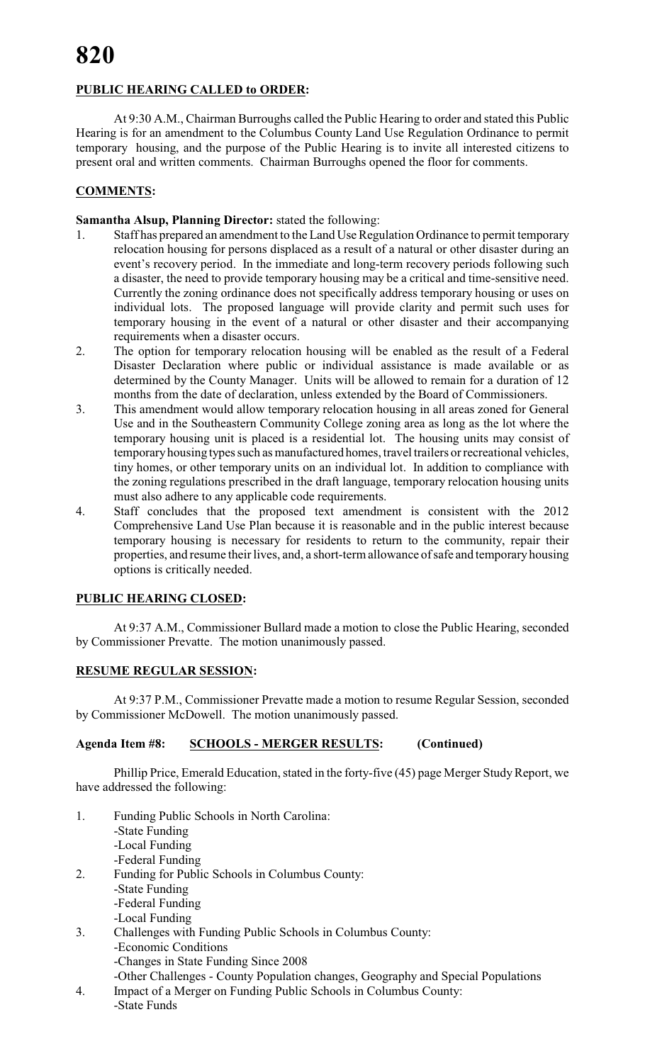## PUBLIC HEARING CALLED to ORDER:

At 9:30 A.M., Chairman Burroughs called the Public Hearing to order and stated this Public Hearing is for an amendment to the Columbus County Land Use Regulation Ordinance to permit temporary housing, and the purpose of the Public Hearing is to invite all interested citizens to present oral and written comments. Chairman Burroughs opened the floor for comments.

## COMMENTS:

**Samantha Alsup, Planning Director:** stated the following:

1. Staff has prepared an amendment to the Land Use Regulation Ordinance to permit temporary relocation housing for persons displaced as a result of a natural or other disaster during an event's recovery period. In the immediate and long-term recovery periods following such a disaster, the need to provide temporary housing may be a critical and time-sensitive need. Currently the zoning ordinance does not specifically address temporary housing or uses on individual lots. The proposed language will provide clarity and permit such uses for temporary housing in the event of a natural or other disaster and their accompanying requirements when a disaster occurs.
2. The option for temporary relocation housing will be enabled as the result of a Federal Disaster Declaration where public or individual assistance is made available or as determined by the County Manager. Units will be allowed to remain for a duration of 12 months from the date of declaration, unless extended by the Board of Commissioners.
3. This amendment would allow temporary relocation housing in all areas zoned for General Use and in the Southeastern Community College zoning area as long as the lot where the temporary housing unit is placed is a residential lot. The housing units may consist of temporary housing types such as manufactured homes, travel trailers or recreational vehicles, tiny homes, or other temporary units on an individual lot. In addition to compliance with the zoning regulations prescribed in the draft language, temporary relocation housing units must also adhere to any applicable code requirements.
4. Staff concludes that the proposed text amendment is consistent with the 2012 Comprehensive Land Use Plan because it is reasonable and in the public interest because temporary housing is necessary for residents to return to the community, repair their properties, and resume their lives, and, a short-term allowance of safe and temporary housing options is critically needed.

## PUBLIC HEARING CLOSED:

At 9:37 A.M., Commissioner Bullard made a motion to close the Public Hearing, seconded by Commissioner Prevatte. The motion unanimously passed.

## RESUME REGULAR SESSION:

At 9:37 P.M., Commissioner Prevatte made a motion to resume Regular Session, seconded by Commissioner McDowell. The motion unanimously passed.

**Agenda Item #8: SCHOOLS - MERGER RESULTS: (Continued)**

Phillip Price, Emerald Education, stated in the forty-five (45) page Merger Study Report, we have addressed the following:

1. Funding Public Schools in North Carolina:
   - -State Funding
   - -Local Funding
   - -Federal Funding
2. Funding for Public Schools in Columbus County:
   - -State Funding
   - -Federal Funding
   - -Local Funding
3. Challenges with Funding Public Schools in Columbus County:
   - -Economic Conditions
   - -Changes in State Funding Since 2008
   - -Other Challenges - County Population changes, Geography and Special Populations
4. Impact of a Merger on Funding Public Schools in Columbus County:
   - -State Funds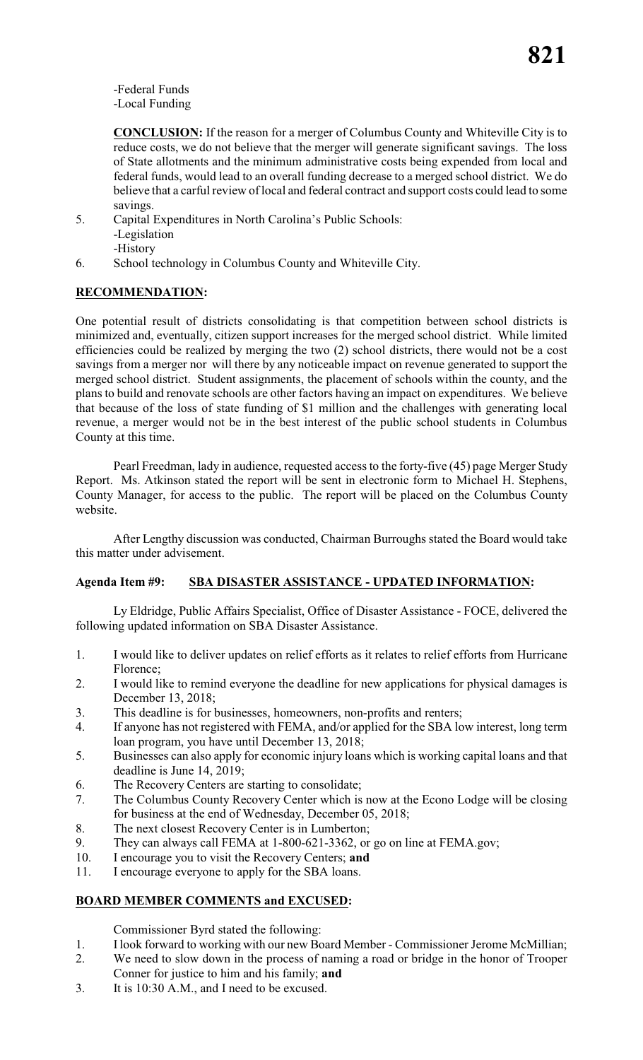-Federal Funds
-Local Funding

**CONCLUSION:** If the reason for a merger of Columbus County and Whiteville City is to reduce costs, we do not believe that the merger will generate significant savings. The loss of State allotments and the minimum administrative costs being expended from local and federal funds, would lead to an overall funding decrease to a merged school district. We do believe that a carful review of local and federal contract and support costs could lead to some savings.

5. Capital Expenditures in North Carolina's Public Schools:
   -Legislation
   -History
6. School technology in Columbus County and Whiteville City.

**RECOMMENDATION:**

One potential result of districts consolidating is that competition between school districts is minimized and, eventually, citizen support increases for the merged school district. While limited efficiencies could be realized by merging the two (2) school districts, there would not be a cost savings from a merger nor will there by any noticeable impact on revenue generated to support the merged school district. Student assignments, the placement of schools within the county, and the plans to build and renovate schools are other factors having an impact on expenditures. We believe that because of the loss of state funding of $1 million and the challenges with generating local revenue, a merger would not be in the best interest of the public school students in Columbus County at this time.

Pearl Freedman, lady in audience, requested access to the forty-five (45) page Merger Study Report. Ms. Atkinson stated the report will be sent in electronic form to Michael H. Stephens, County Manager, for access to the public. The report will be placed on the Columbus County website.

After Lengthy discussion was conducted, Chairman Burroughs stated the Board would take this matter under advisement.

**Agenda Item #9: SBA DISASTER ASSISTANCE - UPDATED INFORMATION:**

Ly Eldridge, Public Affairs Specialist, Office of Disaster Assistance - FOCE, delivered the following updated information on SBA Disaster Assistance.

1. I would like to deliver updates on relief efforts as it relates to relief efforts from Hurricane Florence;
2. I would like to remind everyone the deadline for new applications for physical damages is December 13, 2018;
3. This deadline is for businesses, homeowners, non-profits and renters;
4. If anyone has not registered with FEMA, and/or applied for the SBA low interest, long term loan program, you have until December 13, 2018;
5. Businesses can also apply for economic injury loans which is working capital loans and that deadline is June 14, 2019;
6. The Recovery Centers are starting to consolidate;
7. The Columbus County Recovery Center which is now at the Econo Lodge will be closing for business at the end of Wednesday, December 05, 2018;
8. The next closest Recovery Center is in Lumberton;
9. They can always call FEMA at 1-800-621-3362, or go on line at FEMA.gov;
10. I encourage you to visit the Recovery Centers; **and**
11. I encourage everyone to apply for the SBA loans.

**BOARD MEMBER COMMENTS and EXCUSED:**

Commissioner Byrd stated the following:

1. I look forward to working with our new Board Member - Commissioner Jerome McMillian;
2. We need to slow down in the process of naming a road or bridge in the honor of Trooper Conner for justice to him and his family; **and**
3. It is 10:30 A.M., and I need to be excused.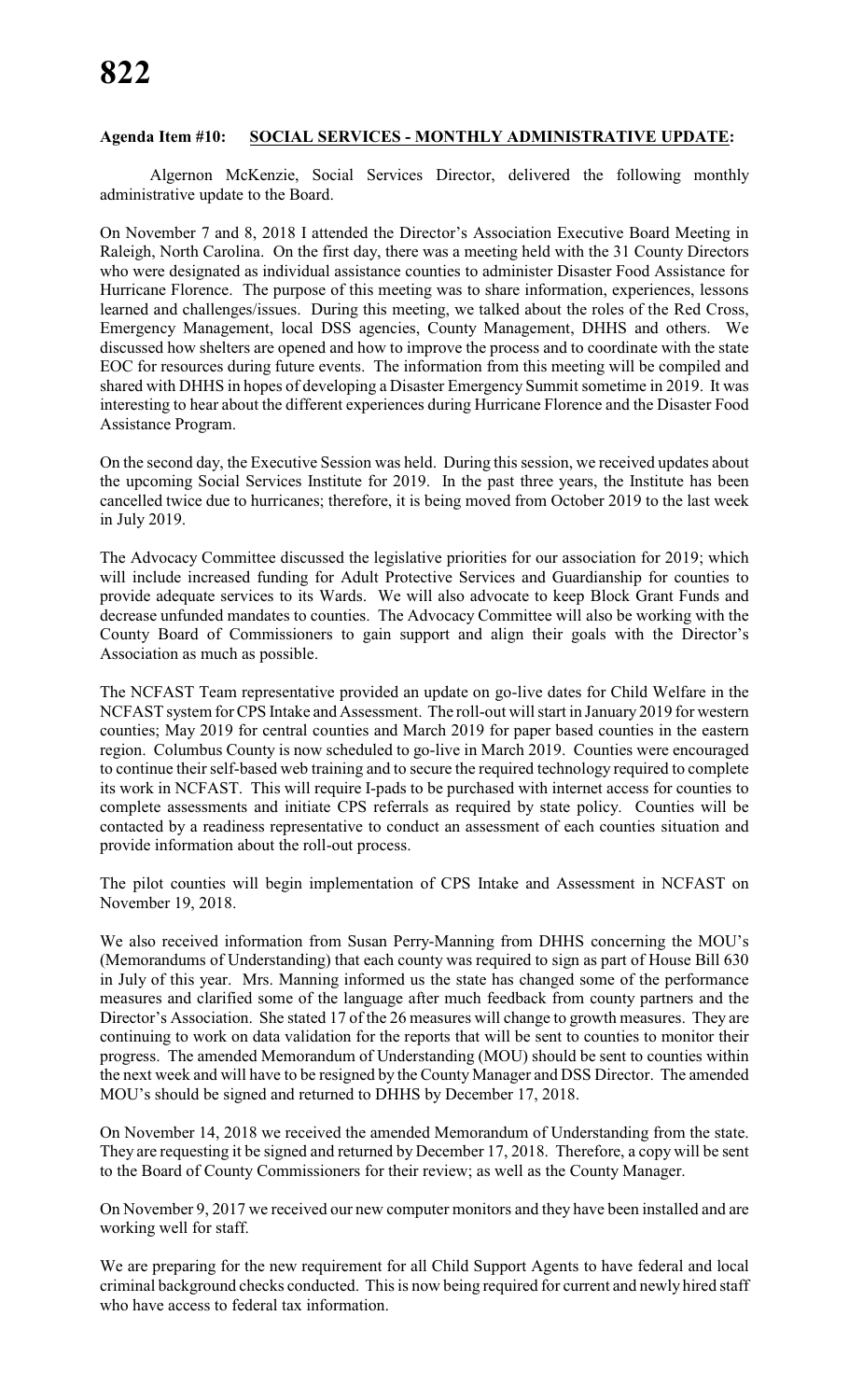**Agenda Item #10: SOCIAL SERVICES - MONTHLY ADMINISTRATIVE UPDATE:**

Algernon McKenzie, Social Services Director, delivered the following monthly administrative update to the Board.

On November 7 and 8, 2018 I attended the Director's Association Executive Board Meeting in Raleigh, North Carolina. On the first day, there was a meeting held with the 31 County Directors who were designated as individual assistance counties to administer Disaster Food Assistance for Hurricane Florence. The purpose of this meeting was to share information, experiences, lessons learned and challenges/issues. During this meeting, we talked about the roles of the Red Cross, Emergency Management, local DSS agencies, County Management, DHHS and others. We discussed how shelters are opened and how to improve the process and to coordinate with the state EOC for resources during future events. The information from this meeting will be compiled and shared with DHHS in hopes of developing a Disaster Emergency Summit sometime in 2019. It was interesting to hear about the different experiences during Hurricane Florence and the Disaster Food Assistance Program.

On the second day, the Executive Session was held. During this session, we received updates about the upcoming Social Services Institute for 2019. In the past three years, the Institute has been cancelled twice due to hurricanes; therefore, it is being moved from October 2019 to the last week in July 2019.

The Advocacy Committee discussed the legislative priorities for our association for 2019; which will include increased funding for Adult Protective Services and Guardianship for counties to provide adequate services to its Wards. We will also advocate to keep Block Grant Funds and decrease unfunded mandates to counties. The Advocacy Committee will also be working with the County Board of Commissioners to gain support and align their goals with the Director's Association as much as possible.

The NCFAST Team representative provided an update on go-live dates for Child Welfare in the NCFAST system for CPS Intake and Assessment. The roll-out will start in January 2019 for western counties; May 2019 for central counties and March 2019 for paper based counties in the eastern region. Columbus County is now scheduled to go-live in March 2019. Counties were encouraged to continue their self-based web training and to secure the required technology required to complete its work in NCFAST. This will require I-pads to be purchased with internet access for counties to complete assessments and initiate CPS referrals as required by state policy. Counties will be contacted by a readiness representative to conduct an assessment of each counties situation and provide information about the roll-out process.

The pilot counties will begin implementation of CPS Intake and Assessment in NCFAST on November 19, 2018.

We also received information from Susan Perry-Manning from DHHS concerning the MOU's (Memorandums of Understanding) that each county was required to sign as part of House Bill 630 in July of this year. Mrs. Manning informed us the state has changed some of the performance measures and clarified some of the language after much feedback from county partners and the Director's Association. She stated 17 of the 26 measures will change to growth measures. They are continuing to work on data validation for the reports that will be sent to counties to monitor their progress. The amended Memorandum of Understanding (MOU) should be sent to counties within the next week and will have to be resigned by the County Manager and DSS Director. The amended MOU's should be signed and returned to DHHS by December 17, 2018.

On November 14, 2018 we received the amended Memorandum of Understanding from the state. They are requesting it be signed and returned by December 17, 2018. Therefore, a copy will be sent to the Board of County Commissioners for their review; as well as the County Manager.

On November 9, 2017 we received our new computer monitors and they have been installed and are working well for staff.

We are preparing for the new requirement for all Child Support Agents to have federal and local criminal background checks conducted. This is now being required for current and newly hired staff who have access to federal tax information.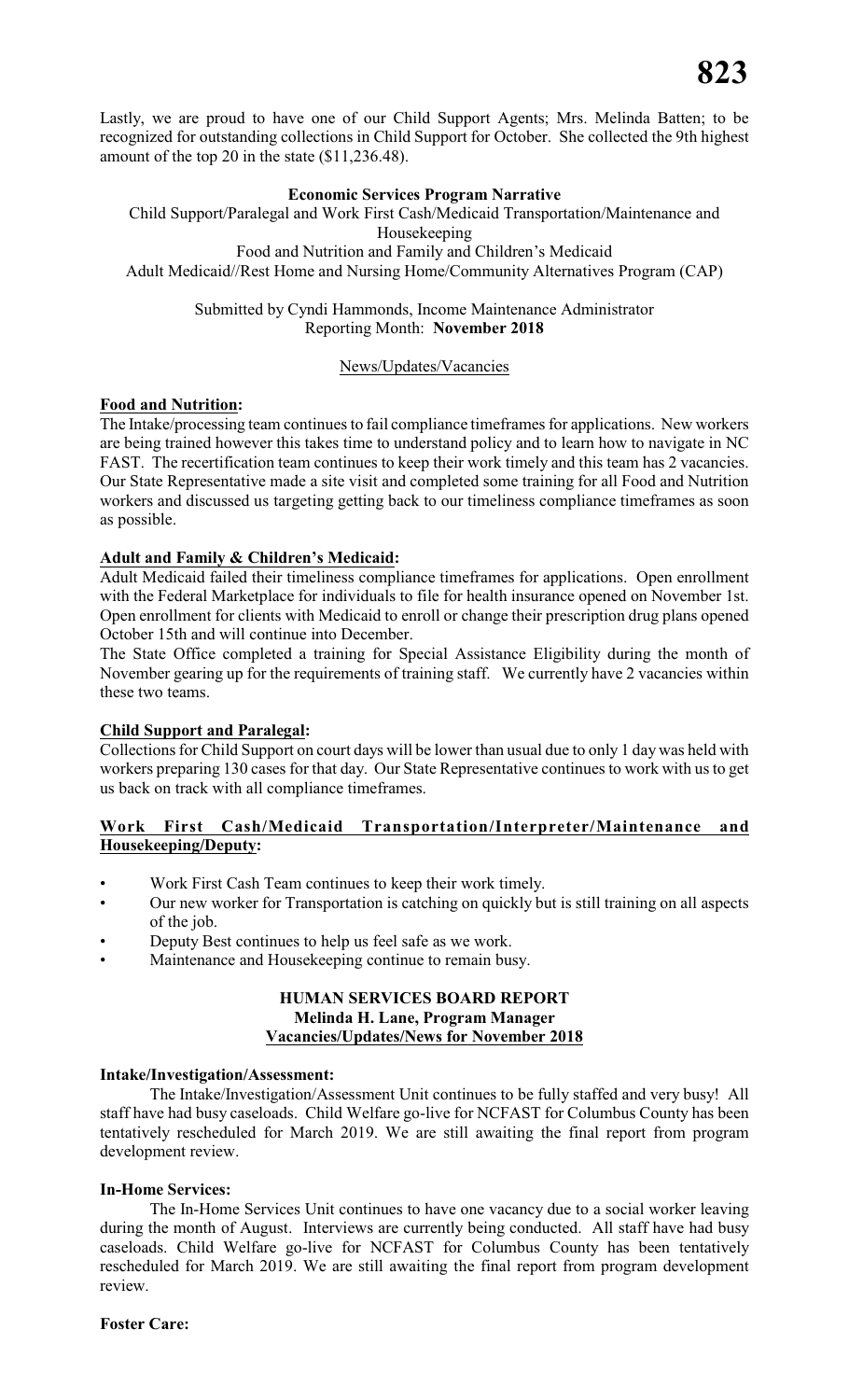Lastly, we are proud to have one of our Child Support Agents; Mrs. Melinda Batten; to be recognized for outstanding collections in Child Support for October. She collected the 9th highest amount of the top 20 in the state ($11,236.48).

**Economic Services Program Narrative**

Child Support/Paralegal and Work First Cash/Medicaid Transportation/Maintenance and Housekeeping
Food and Nutrition and Family and Children's Medicaid
Adult Medicaid//Rest Home and Nursing Home/Community Alternatives Program (CAP)

Submitted by Cyndi Hammonds, Income Maintenance Administrator
Reporting Month: **November 2018**

News/Updates/Vacancies

**Food and Nutrition:**

The Intake/processing team continues to fail compliance timeframes for applications. New workers are being trained however this takes time to understand policy and to learn how to navigate in NC FAST. The recertification team continues to keep their work timely and this team has 2 vacancies. Our State Representative made a site visit and completed some training for all Food and Nutrition workers and discussed us targeting getting back to our timeliness compliance timeframes as soon as possible.

**Adult and Family & Children's Medicaid:**

Adult Medicaid failed their timeliness compliance timeframes for applications. Open enrollment with the Federal Marketplace for individuals to file for health insurance opened on November 1st. Open enrollment for clients with Medicaid to enroll or change their prescription drug plans opened October 15th and will continue into December.

The State Office completed a training for Special Assistance Eligibility during the month of November gearing up for the requirements of training staff. We currently have 2 vacancies within these two teams.

**Child Support and Paralegal:**

Collections for Child Support on court days will be lower than usual due to only 1 day was held with workers preparing 130 cases for that day. Our State Representative continues to work with us to get us back on track with all compliance timeframes.

**Work First Cash/Medicaid Transportation/Interpreter/Maintenance and Housekeeping/Deputy:**

- Work First Cash Team continues to keep their work timely.
- Our new worker for Transportation is catching on quickly but is still training on all aspects of the job.
- Deputy Best continues to help us feel safe as we work.
- Maintenance and Housekeeping continue to remain busy.

**HUMAN SERVICES BOARD REPORT**
**Melinda H. Lane, Program Manager**
**Vacancies/Updates/News for November 2018**

**Intake/Investigation/Assessment:**

The Intake/Investigation/Assessment Unit continues to be fully staffed and very busy! All staff have had busy caseloads. Child Welfare go-live for NCFAST for Columbus County has been tentatively rescheduled for March 2019. We are still awaiting the final report from program development review.

**In-Home Services:**

The In-Home Services Unit continues to have one vacancy due to a social worker leaving during the month of August. Interviews are currently being conducted. All staff have had busy caseloads. Child Welfare go-live for NCFAST for Columbus County has been tentatively rescheduled for March 2019. We are still awaiting the final report from program development review.

**Foster Care:**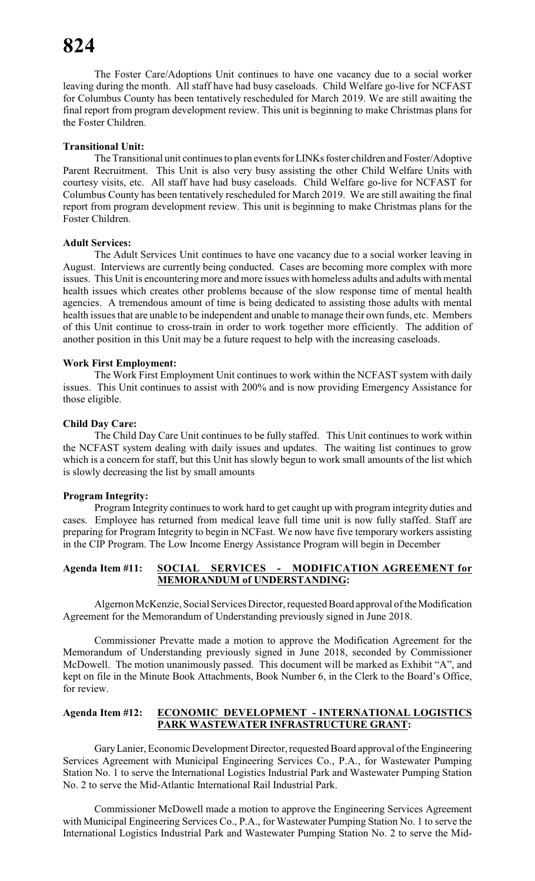The Foster Care/Adoptions Unit continues to have one vacancy due to a social worker leaving during the month. All staff have had busy caseloads. Child Welfare go-live for NCFAST for Columbus County has been tentatively rescheduled for March 2019. We are still awaiting the final report from program development review. This unit is beginning to make Christmas plans for the Foster Children.

**Transitional Unit:**

The Transitional unit continues to plan events for LINKs foster children and Foster/Adoptive Parent Recruitment. This Unit is also very busy assisting the other Child Welfare Units with courtesy visits, etc. All staff have had busy caseloads. Child Welfare go-live for NCFAST for Columbus County has been tentatively rescheduled for March 2019. We are still awaiting the final report from program development review. This unit is beginning to make Christmas plans for the Foster Children.

**Adult Services:**

The Adult Services Unit continues to have one vacancy due to a social worker leaving in August. Interviews are currently being conducted. Cases are becoming more complex with more issues. This Unit is encountering more and more issues with homeless adults and adults with mental health issues which creates other problems because of the slow response time of mental health agencies. A tremendous amount of time is being dedicated to assisting those adults with mental health issues that are unable to be independent and unable to manage their own funds, etc. Members of this Unit continue to cross-train in order to work together more efficiently. The addition of another position in this Unit may be a future request to help with the increasing caseloads.

**Work First Employment:**

The Work First Employment Unit continues to work within the NCFAST system with daily issues. This Unit continues to assist with 200% and is now providing Emergency Assistance for those eligible.

**Child Day Care:**

The Child Day Care Unit continues to be fully staffed. This Unit continues to work within the NCFAST system dealing with daily issues and updates. The waiting list continues to grow which is a concern for staff, but this Unit has slowly begun to work small amounts of the list which is slowly decreasing the list by small amounts

**Program Integrity:**

Program Integrity continues to work hard to get caught up with program integrity duties and cases. Employee has returned from medical leave full time unit is now fully staffed. Staff are preparing for Program Integrity to begin in NCFast. We now have five temporary workers assisting in the CIP Program. The Low Income Energy Assistance Program will begin in December

**Agenda Item #11: SOCIAL SERVICES - MODIFICATION AGREEMENT for MEMORANDUM of UNDERSTANDING:**

Algernon McKenzie, Social Services Director, requested Board approval of the Modification Agreement for the Memorandum of Understanding previously signed in June 2018.

Commissioner Prevatte made a motion to approve the Modification Agreement for the Memorandum of Understanding previously signed in June 2018, seconded by Commissioner McDowell. The motion unanimously passed. This document will be marked as Exhibit "A", and kept on file in the Minute Book Attachments, Book Number 6, in the Clerk to the Board's Office, for review.

**Agenda Item #12: ECONOMIC DEVELOPMENT - INTERNATIONAL LOGISTICS PARK WASTEWATER INFRASTRUCTURE GRANT:**

Gary Lanier, Economic Development Director, requested Board approval of the Engineering Services Agreement with Municipal Engineering Services Co., P.A., for Wastewater Pumping Station No. 1 to serve the International Logistics Industrial Park and Wastewater Pumping Station No. 2 to serve the Mid-Atlantic International Rail Industrial Park.

Commissioner McDowell made a motion to approve the Engineering Services Agreement with Municipal Engineering Services Co., P.A., for Wastewater Pumping Station No. 1 to serve the International Logistics Industrial Park and Wastewater Pumping Station No. 2 to serve the Mid-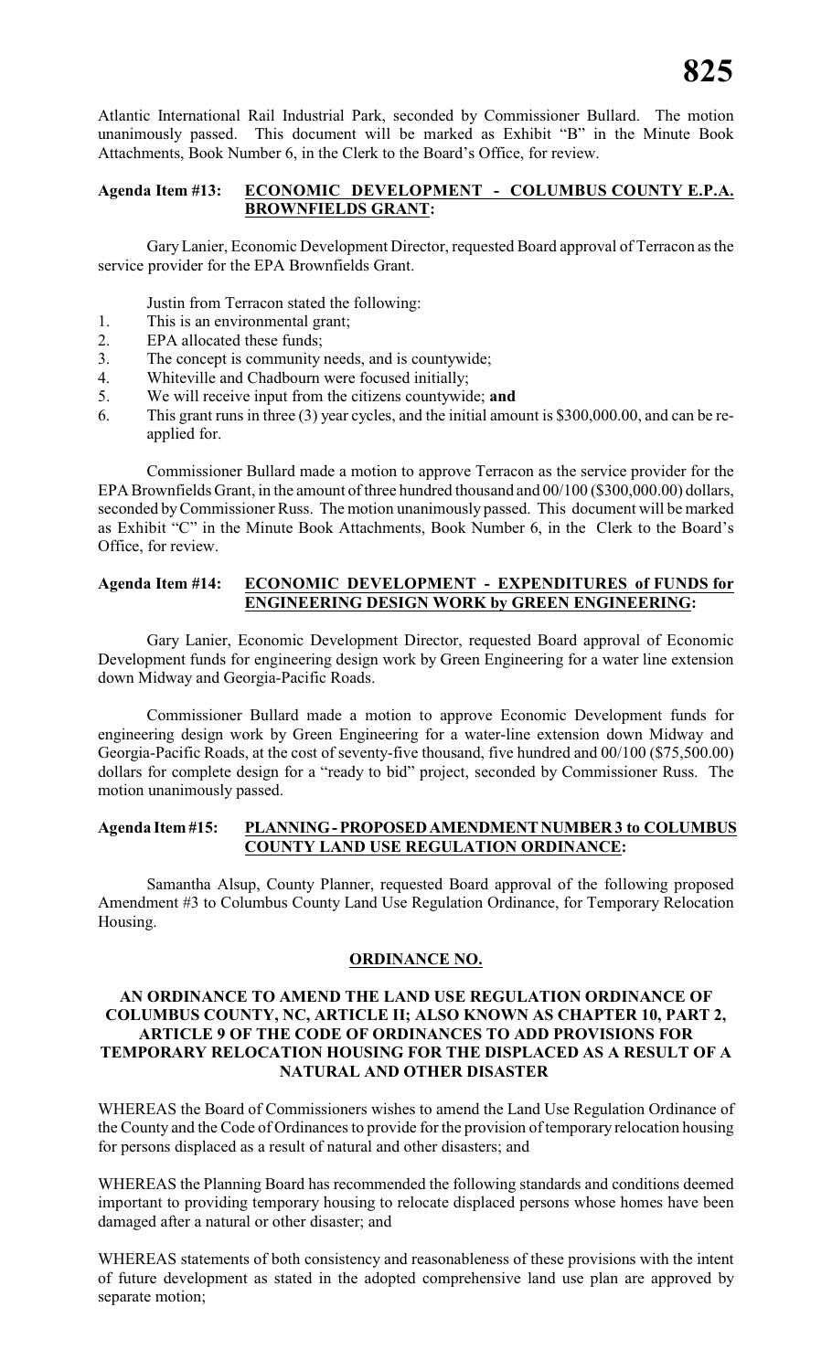Atlantic International Rail Industrial Park, seconded by Commissioner Bullard. The motion unanimously passed. This document will be marked as Exhibit "B" in the Minute Book Attachments, Book Number 6, in the Clerk to the Board's Office, for review.

**Agenda Item #13: ECONOMIC DEVELOPMENT - COLUMBUS COUNTY E.P.A. BROWNFIELDS GRANT:**

Gary Lanier, Economic Development Director, requested Board approval of Terracon as the service provider for the EPA Brownfields Grant.

Justin from Terracon stated the following:

1. This is an environmental grant;
2. EPA allocated these funds;
3. The concept is community needs, and is countywide;
4. Whiteville and Chadbourn were focused initially;
5. We will receive input from the citizens countywide; **and**
6. This grant runs in three (3) year cycles, and the initial amount is $300,000.00, and can be re-applied for.

Commissioner Bullard made a motion to approve Terracon as the service provider for the EPA Brownfields Grant, in the amount of three hundred thousand and 00/100 ($300,000.00) dollars, seconded by Commissioner Russ. The motion unanimously passed. This document will be marked as Exhibit "C" in the Minute Book Attachments, Book Number 6, in the Clerk to the Board's Office, for review.

**Agenda Item #14: ECONOMIC DEVELOPMENT - EXPENDITURES of FUNDS for ENGINEERING DESIGN WORK by GREEN ENGINEERING:**

Gary Lanier, Economic Development Director, requested Board approval of Economic Development funds for engineering design work by Green Engineering for a water line extension down Midway and Georgia-Pacific Roads.

Commissioner Bullard made a motion to approve Economic Development funds for engineering design work by Green Engineering for a water-line extension down Midway and Georgia-Pacific Roads, at the cost of seventy-five thousand, five hundred and 00/100 ($75,500.00) dollars for complete design for a "ready to bid" project, seconded by Commissioner Russ. The motion unanimously passed.

**Agenda Item #15: PLANNING - PROPOSED AMENDMENT NUMBER 3 to COLUMBUS COUNTY LAND USE REGULATION ORDINANCE:**

Samantha Alsup, County Planner, requested Board approval of the following proposed Amendment #3 to Columbus County Land Use Regulation Ordinance, for Temporary Relocation Housing.

**ORDINANCE NO.**

**AN ORDINANCE TO AMEND THE LAND USE REGULATION ORDINANCE OF COLUMBUS COUNTY, NC, ARTICLE II; ALSO KNOWN AS CHAPTER 10, PART 2, ARTICLE 9 OF THE CODE OF ORDINANCES TO ADD PROVISIONS FOR TEMPORARY RELOCATION HOUSING FOR THE DISPLACED AS A RESULT OF A NATURAL AND OTHER DISASTER**

WHEREAS the Board of Commissioners wishes to amend the Land Use Regulation Ordinance of the County and the Code of Ordinances to provide for the provision of temporary relocation housing for persons displaced as a result of natural and other disasters; and

WHEREAS the Planning Board has recommended the following standards and conditions deemed important to providing temporary housing to relocate displaced persons whose homes have been damaged after a natural or other disaster; and

WHEREAS statements of both consistency and reasonableness of these provisions with the intent of future development as stated in the adopted comprehensive land use plan are approved by separate motion;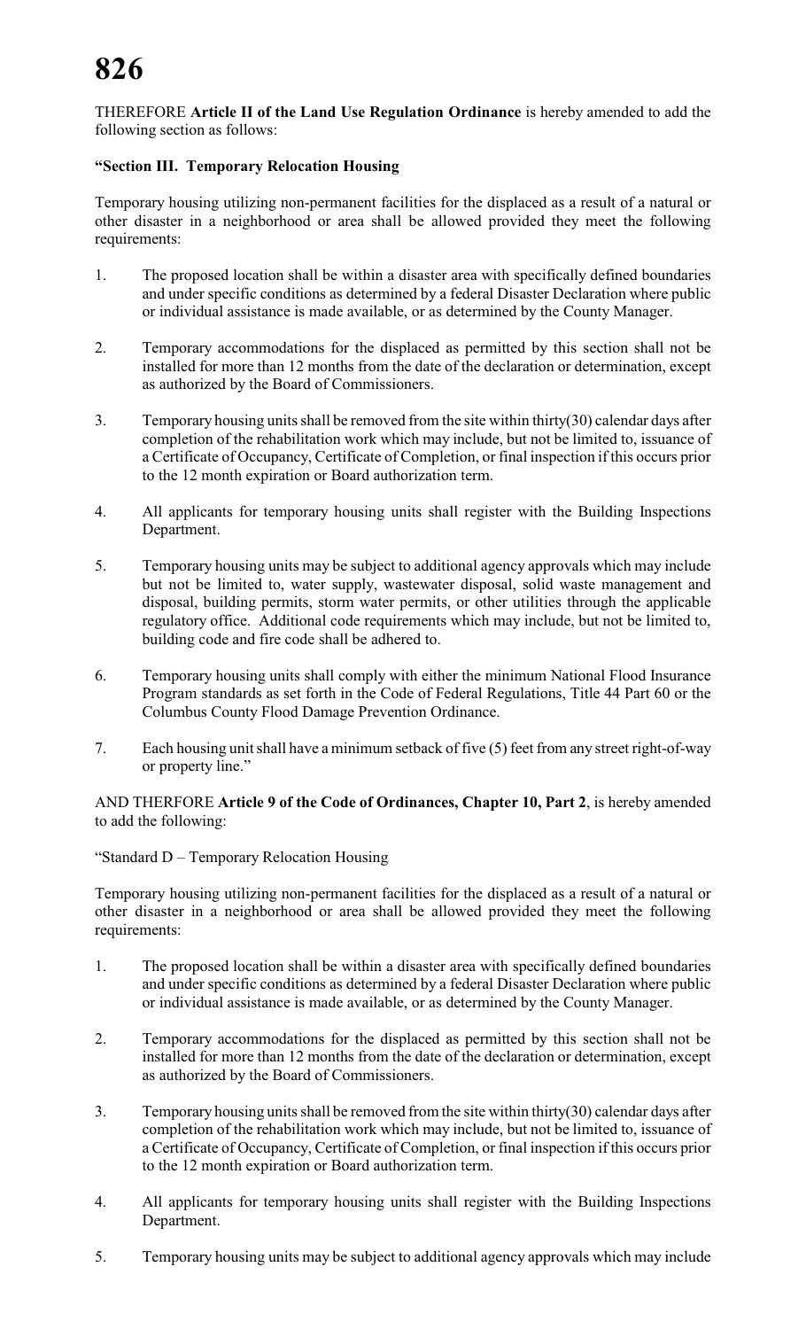THEREFORE **Article II of the Land Use Regulation Ordinance** is hereby amended to add the following section as follows:

**"Section III. Temporary Relocation Housing**

Temporary housing utilizing non-permanent facilities for the displaced as a result of a natural or other disaster in a neighborhood or area shall be allowed provided they meet the following requirements:

1. The proposed location shall be within a disaster area with specifically defined boundaries and under specific conditions as determined by a federal Disaster Declaration where public or individual assistance is made available, or as determined by the County Manager.

2. Temporary accommodations for the displaced as permitted by this section shall not be installed for more than 12 months from the date of the declaration or determination, except as authorized by the Board of Commissioners.

3. Temporary housing units shall be removed from the site within thirty(30) calendar days after completion of the rehabilitation work which may include, but not be limited to, issuance of a Certificate of Occupancy, Certificate of Completion, or final inspection if this occurs prior to the 12 month expiration or Board authorization term.

4. All applicants for temporary housing units shall register with the Building Inspections Department.

5. Temporary housing units may be subject to additional agency approvals which may include but not be limited to, water supply, wastewater disposal, solid waste management and disposal, building permits, storm water permits, or other utilities through the applicable regulatory office. Additional code requirements which may include, but not be limited to, building code and fire code shall be adhered to.

6. Temporary housing units shall comply with either the minimum National Flood Insurance Program standards as set forth in the Code of Federal Regulations, Title 44 Part 60 or the Columbus County Flood Damage Prevention Ordinance.

7. Each housing unit shall have a minimum setback of five (5) feet from any street right-of-way or property line."

AND THERFORE **Article 9 of the Code of Ordinances, Chapter 10, Part 2**, is hereby amended to add the following:

"Standard D – Temporary Relocation Housing

Temporary housing utilizing non-permanent facilities for the displaced as a result of a natural or other disaster in a neighborhood or area shall be allowed provided they meet the following requirements:

1. The proposed location shall be within a disaster area with specifically defined boundaries and under specific conditions as determined by a federal Disaster Declaration where public or individual assistance is made available, or as determined by the County Manager.

2. Temporary accommodations for the displaced as permitted by this section shall not be installed for more than 12 months from the date of the declaration or determination, except as authorized by the Board of Commissioners.

3. Temporary housing units shall be removed from the site within thirty(30) calendar days after completion of the rehabilitation work which may include, but not be limited to, issuance of a Certificate of Occupancy, Certificate of Completion, or final inspection if this occurs prior to the 12 month expiration or Board authorization term.

4. All applicants for temporary housing units shall register with the Building Inspections Department.

5. Temporary housing units may be subject to additional agency approvals which may include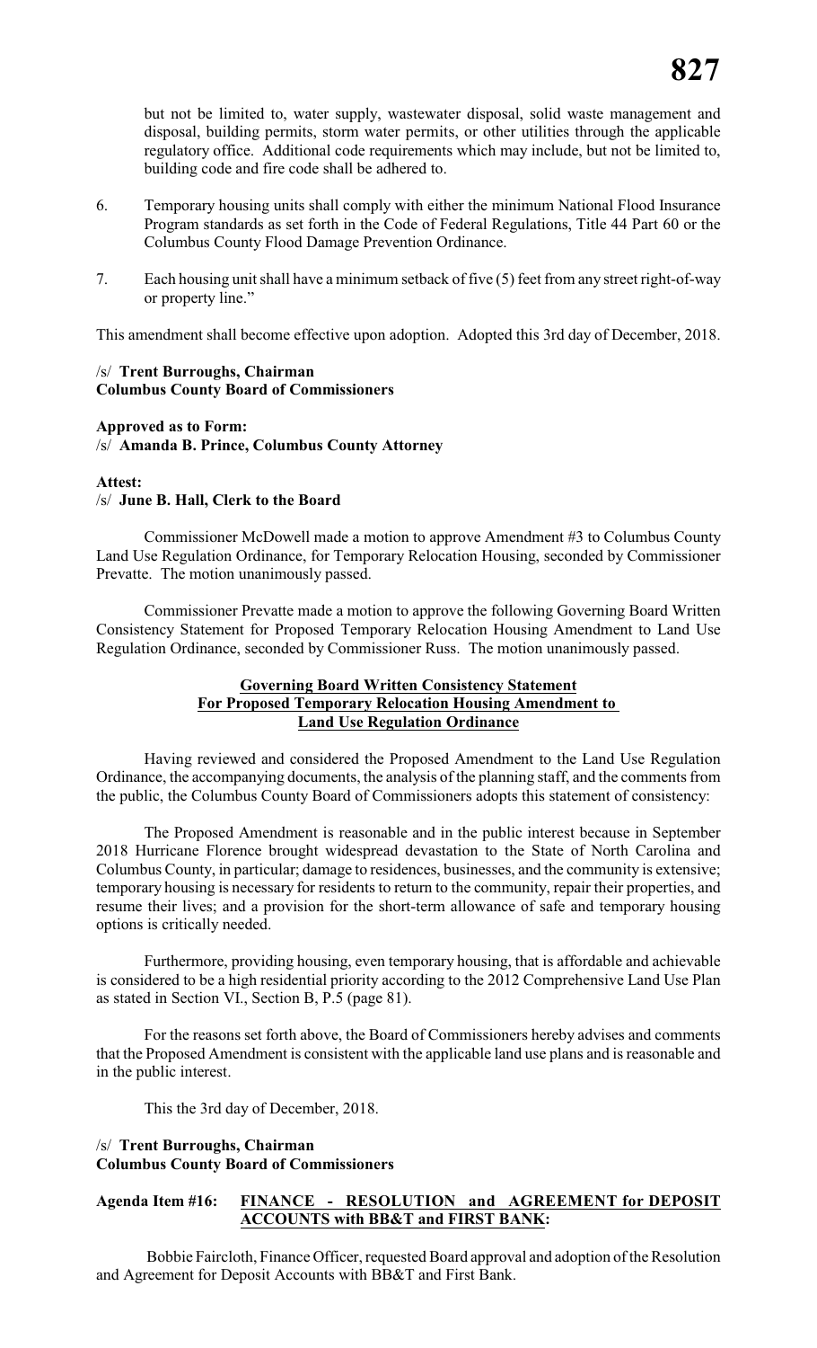but not be limited to, water supply, wastewater disposal, solid waste management and disposal, building permits, storm water permits, or other utilities through the applicable regulatory office. Additional code requirements which may include, but not be limited to, building code and fire code shall be adhered to.

6. Temporary housing units shall comply with either the minimum National Flood Insurance Program standards as set forth in the Code of Federal Regulations, Title 44 Part 60 or the Columbus County Flood Damage Prevention Ordinance.

7. Each housing unit shall have a minimum setback of five (5) feet from any street right-of-way or property line."

This amendment shall become effective upon adoption. Adopted this 3rd day of December, 2018.

/s/ **Trent Burroughs, Chairman**
**Columbus County Board of Commissioners**

**Approved as to Form:**
/s/ **Amanda B. Prince, Columbus County Attorney**

**Attest:**
/s/ **June B. Hall, Clerk to the Board**

Commissioner McDowell made a motion to approve Amendment #3 to Columbus County Land Use Regulation Ordinance, for Temporary Relocation Housing, seconded by Commissioner Prevatte. The motion unanimously passed.

Commissioner Prevatte made a motion to approve the following Governing Board Written Consistency Statement for Proposed Temporary Relocation Housing Amendment to Land Use Regulation Ordinance, seconded by Commissioner Russ. The motion unanimously passed.

**Governing Board Written Consistency Statement**
**For Proposed Temporary Relocation Housing Amendment to**
**Land Use Regulation Ordinance**

Having reviewed and considered the Proposed Amendment to the Land Use Regulation Ordinance, the accompanying documents, the analysis of the planning staff, and the comments from the public, the Columbus County Board of Commissioners adopts this statement of consistency:

The Proposed Amendment is reasonable and in the public interest because in September 2018 Hurricane Florence brought widespread devastation to the State of North Carolina and Columbus County, in particular; damage to residences, businesses, and the community is extensive; temporary housing is necessary for residents to return to the community, repair their properties, and resume their lives; and a provision for the short-term allowance of safe and temporary housing options is critically needed.

Furthermore, providing housing, even temporary housing, that is affordable and achievable is considered to be a high residential priority according to the 2012 Comprehensive Land Use Plan as stated in Section VI., Section B, P.5 (page 81).

For the reasons set forth above, the Board of Commissioners hereby advises and comments that the Proposed Amendment is consistent with the applicable land use plans and is reasonable and in the public interest.

This the 3rd day of December, 2018.

/s/ **Trent Burroughs, Chairman**
**Columbus County Board of Commissioners**

**Agenda Item #16: FINANCE - RESOLUTION and AGREEMENT for DEPOSIT ACCOUNTS with BB&T and FIRST BANK:**

Bobbie Faircloth, Finance Officer, requested Board approval and adoption of the Resolution and Agreement for Deposit Accounts with BB&T and First Bank.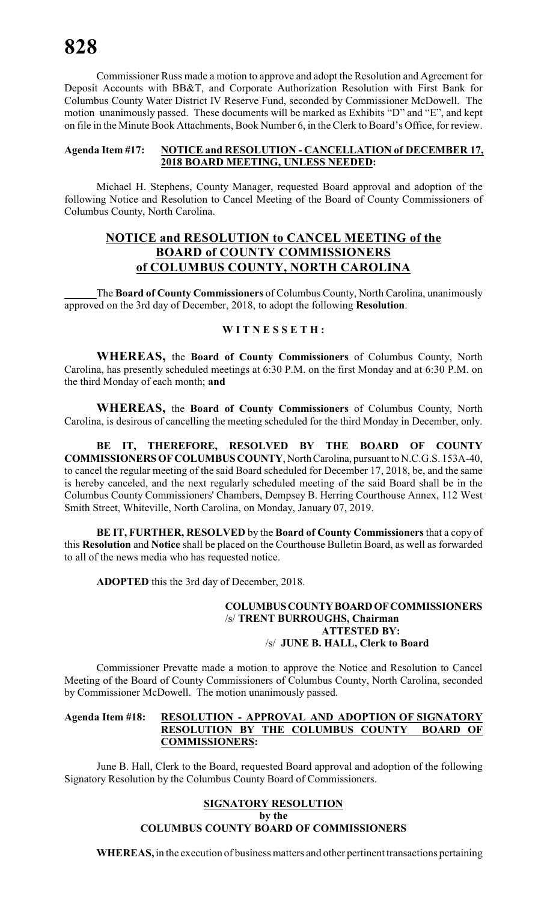Commissioner Russ made a motion to approve and adopt the Resolution and Agreement for Deposit Accounts with BB&T, and Corporate Authorization Resolution with First Bank for Columbus County Water District IV Reserve Fund, seconded by Commissioner McDowell. The motion unanimously passed. These documents will be marked as Exhibits "D" and "E", and kept on file in the Minute Book Attachments, Book Number 6, in the Clerk to Board's Office, for review.

**Agenda Item #17: NOTICE and RESOLUTION - CANCELLATION of DECEMBER 17, 2018 BOARD MEETING, UNLESS NEEDED:**

Michael H. Stephens, County Manager, requested Board approval and adoption of the following Notice and Resolution to Cancel Meeting of the Board of County Commissioners of Columbus County, North Carolina.

## NOTICE and RESOLUTION to CANCEL MEETING of the BOARD of COUNTY COMMISSIONERS of COLUMBUS COUNTY, NORTH CAROLINA

The **Board of County Commissioners** of Columbus County, North Carolina, unanimously approved on the 3rd day of December, 2018, to adopt the following **Resolution**.

**W I T N E S S E T H :**

**WHEREAS,** the **Board of County Commissioners** of Columbus County, North Carolina, has presently scheduled meetings at 6:30 P.M. on the first Monday and at 6:30 P.M. on the third Monday of each month; **and**

**WHEREAS,** the **Board of County Commissioners** of Columbus County, North Carolina, is desirous of cancelling the meeting scheduled for the third Monday in December, only.

**BE IT, THEREFORE, RESOLVED BY THE BOARD OF COUNTY COMMISSIONERS OF COLUMBUS COUNTY**, North Carolina, pursuant to N.C.G.S. 153A-40, to cancel the regular meeting of the said Board scheduled for December 17, 2018, be, and the same is hereby canceled, and the next regularly scheduled meeting of the said Board shall be in the Columbus County Commissioners' Chambers, Dempsey B. Herring Courthouse Annex, 112 West Smith Street, Whiteville, North Carolina, on Monday, January 07, 2019.

**BE IT, FURTHER, RESOLVED** by the **Board of County Commissioners** that a copy of this **Resolution** and **Notice** shall be placed on the Courthouse Bulletin Board, as well as forwarded to all of the news media who has requested notice.

**ADOPTED** this the 3rd day of December, 2018.

**COLUMBUS COUNTY BOARD OF COMMISSIONERS**
/s/ **TRENT BURROUGHS, Chairman**
**ATTESTED BY:**
/s/ **JUNE B. HALL, Clerk to Board**

Commissioner Prevatte made a motion to approve the Notice and Resolution to Cancel Meeting of the Board of County Commissioners of Columbus County, North Carolina, seconded by Commissioner McDowell. The motion unanimously passed.

**Agenda Item #18: RESOLUTION - APPROVAL AND ADOPTION OF SIGNATORY RESOLUTION BY THE COLUMBUS COUNTY BOARD OF COMMISSIONERS:**

June B. Hall, Clerk to the Board, requested Board approval and adoption of the following Signatory Resolution by the Columbus County Board of Commissioners.

### SIGNATORY RESOLUTION by the COLUMBUS COUNTY BOARD OF COMMISSIONERS

**WHEREAS,** in the execution of business matters and other pertinent transactions pertaining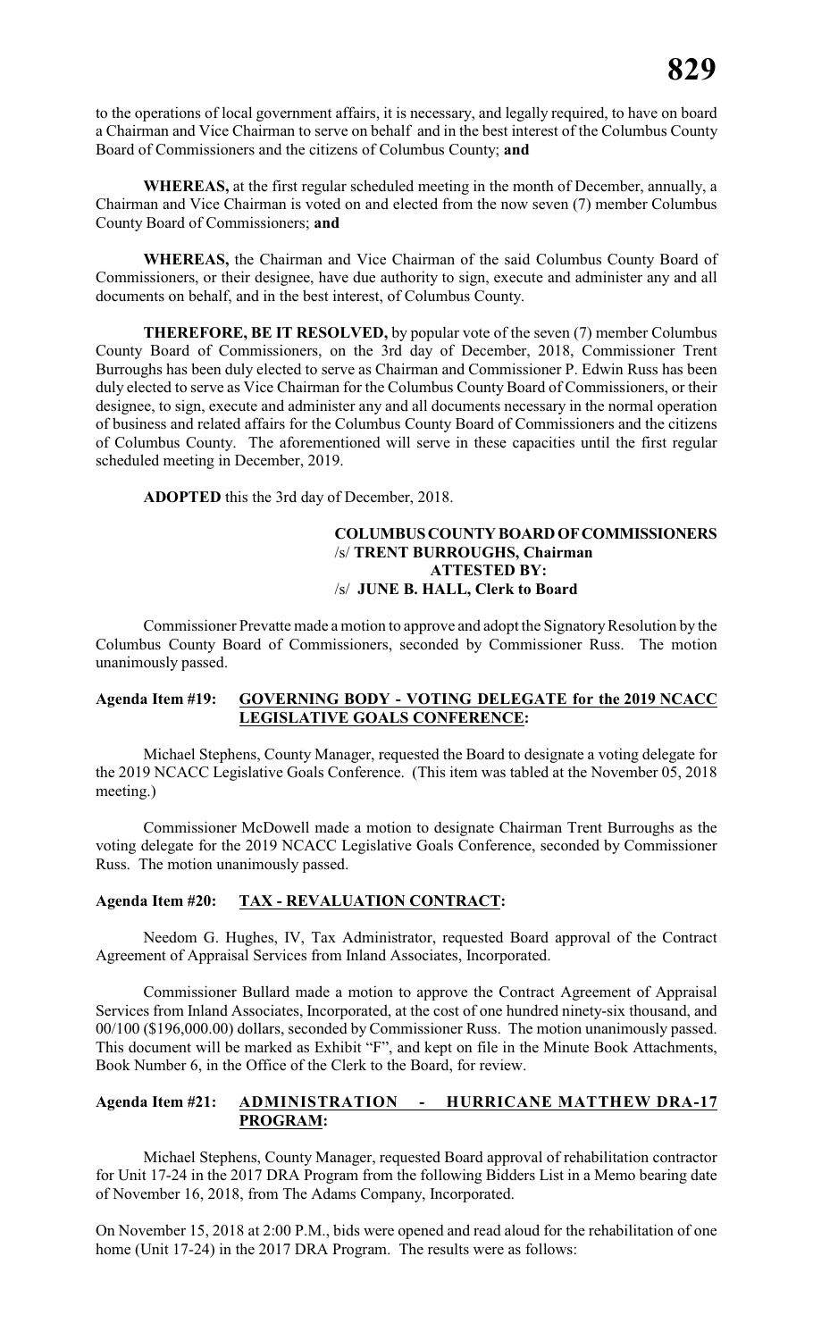to the operations of local government affairs, it is necessary, and legally required, to have on board a Chairman and Vice Chairman to serve on behalf and in the best interest of the Columbus County Board of Commissioners and the citizens of Columbus County; **and**

**WHEREAS,** at the first regular scheduled meeting in the month of December, annually, a Chairman and Vice Chairman is voted on and elected from the now seven (7) member Columbus County Board of Commissioners; **and**

**WHEREAS,** the Chairman and Vice Chairman of the said Columbus County Board of Commissioners, or their designee, have due authority to sign, execute and administer any and all documents on behalf, and in the best interest, of Columbus County.

**THEREFORE, BE IT RESOLVED,** by popular vote of the seven (7) member Columbus County Board of Commissioners, on the 3rd day of December, 2018, Commissioner Trent Burroughs has been duly elected to serve as Chairman and Commissioner P. Edwin Russ has been duly elected to serve as Vice Chairman for the Columbus County Board of Commissioners, or their designee, to sign, execute and administer any and all documents necessary in the normal operation of business and related affairs for the Columbus County Board of Commissioners and the citizens of Columbus County. The aforementioned will serve in these capacities until the first regular scheduled meeting in December, 2019.

**ADOPTED** this the 3rd day of December, 2018.

**COLUMBUS COUNTY BOARD OF COMMISSIONERS**
/s/ **TRENT BURROUGHS, Chairman**
**ATTESTED BY:**
/s/ **JUNE B. HALL, Clerk to Board**

Commissioner Prevatte made a motion to approve and adopt the Signatory Resolution by the Columbus County Board of Commissioners, seconded by Commissioner Russ. The motion unanimously passed.

**Agenda Item #19: GOVERNING BODY - VOTING DELEGATE for the 2019 NCACC LEGISLATIVE GOALS CONFERENCE:**

Michael Stephens, County Manager, requested the Board to designate a voting delegate for the 2019 NCACC Legislative Goals Conference. (This item was tabled at the November 05, 2018 meeting.)

Commissioner McDowell made a motion to designate Chairman Trent Burroughs as the voting delegate for the 2019 NCACC Legislative Goals Conference, seconded by Commissioner Russ. The motion unanimously passed.

**Agenda Item #20: TAX - REVALUATION CONTRACT:**

Needom G. Hughes, IV, Tax Administrator, requested Board approval of the Contract Agreement of Appraisal Services from Inland Associates, Incorporated.

Commissioner Bullard made a motion to approve the Contract Agreement of Appraisal Services from Inland Associates, Incorporated, at the cost of one hundred ninety-six thousand, and 00/100 ($196,000.00) dollars, seconded by Commissioner Russ. The motion unanimously passed. This document will be marked as Exhibit "F", and kept on file in the Minute Book Attachments, Book Number 6, in the Office of the Clerk to the Board, for review.

**Agenda Item #21: ADMINISTRATION - HURRICANE MATTHEW DRA-17 PROGRAM:**

Michael Stephens, County Manager, requested Board approval of rehabilitation contractor for Unit 17-24 in the 2017 DRA Program from the following Bidders List in a Memo bearing date of November 16, 2018, from The Adams Company, Incorporated.

On November 15, 2018 at 2:00 P.M., bids were opened and read aloud for the rehabilitation of one home (Unit 17-24) in the 2017 DRA Program. The results were as follows: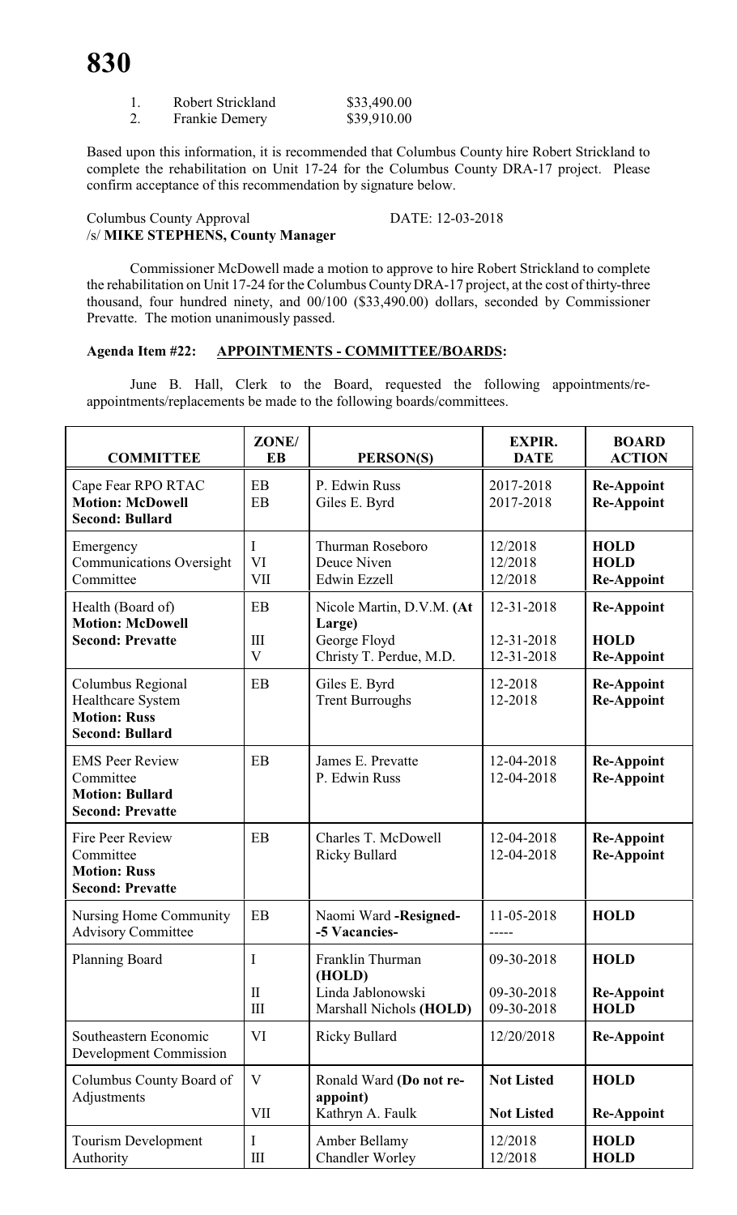1. Robert Strickland $33,490.00
2. Frankie Demery $39,910.00

Based upon this information, it is recommended that Columbus County hire Robert Strickland to complete the rehabilitation on Unit 17-24 for the Columbus County DRA-17 project. Please confirm acceptance of this recommendation by signature below.

Columbus County Approval DATE: 12-03-2018
/s/ **MIKE STEPHENS, County Manager**

Commissioner McDowell made a motion to approve to hire Robert Strickland to complete the rehabilitation on Unit 17-24 for the Columbus County DRA-17 project, at the cost of thirty-three thousand, four hundred ninety, and 00/100 ($33,490.00) dollars, seconded by Commissioner Prevatte. The motion unanimously passed.

**Agenda Item #22: APPOINTMENTS - COMMITTEE/BOARDS:**

June B. Hall, Clerk to the Board, requested the following appointments/re-appointments/replacements be made to the following boards/committees.

| COMMITTEE | ZONE/ EB | PERSON(S) | EXPIR. DATE | BOARD ACTION |
|---|---|---|---|---|
| Cape Fear RPO RTAC **Motion: McDowell Second: Bullard** | EB<br>EB | P. Edwin Russ<br>Giles E. Byrd | 2017-2018<br>2017-2018 | **Re-Appoint<br>Re-Appoint** |
| Emergency Communications Oversight Committee | I<br>VI<br>VII | Thurman Roseboro<br>Deuce Niven<br>Edwin Ezzell | 12/2018<br>12/2018<br>12/2018 | **HOLD<br>HOLD<br>Re-Appoint** |
| Health (Board of) **Motion: McDowell Second: Prevatte** | EB<br>III<br>V | Nicole Martin, D.V.M. **(At Large)**<br>George Floyd<br>Christy T. Perdue, M.D. | 12-31-2018<br>12-31-2018<br>12-31-2018 | **Re-Appoint<br>HOLD<br>Re-Appoint** |
| Columbus Regional Healthcare System **Motion: Russ Second: Bullard** | EB | Giles E. Byrd<br>Trent Burroughs | 12-2018<br>12-2018 | **Re-Appoint<br>Re-Appoint** |
| EMS Peer Review Committee **Motion: Bullard Second: Prevatte** | EB | James E. Prevatte<br>P. Edwin Russ | 12-04-2018<br>12-04-2018 | **Re-Appoint<br>Re-Appoint** |
| Fire Peer Review Committee **Motion: Russ Second: Prevatte** | EB | Charles T. McDowell<br>Ricky Bullard | 12-04-2018<br>12-04-2018 | **Re-Appoint<br>Re-Appoint** |
| Nursing Home Community Advisory Committee | EB | Naomi Ward **-Resigned- -5 Vacancies-** | 11-05-2018<br>----- | **HOLD** |
| Planning Board | I<br>II<br>III | Franklin Thurman **(HOLD)**<br>Linda Jablonowski<br>Marshall Nichols **(HOLD)** | 09-30-2018<br>09-30-2018<br>09-30-2018 | **HOLD<br>Re-Appoint<br>HOLD** |
| Southeastern Economic Development Commission | VI | Ricky Bullard | 12/20/2018 | **Re-Appoint** |
| Columbus County Board of Adjustments | V<br>VII | Ronald Ward **(Do not re-appoint)**<br>Kathryn A. Faulk | **Not Listed<br>Not Listed** | **HOLD<br>Re-Appoint** |
| Tourism Development Authority | I<br>III | Amber Bellamy<br>Chandler Worley | 12/2018<br>12/2018 | **HOLD<br>HOLD** |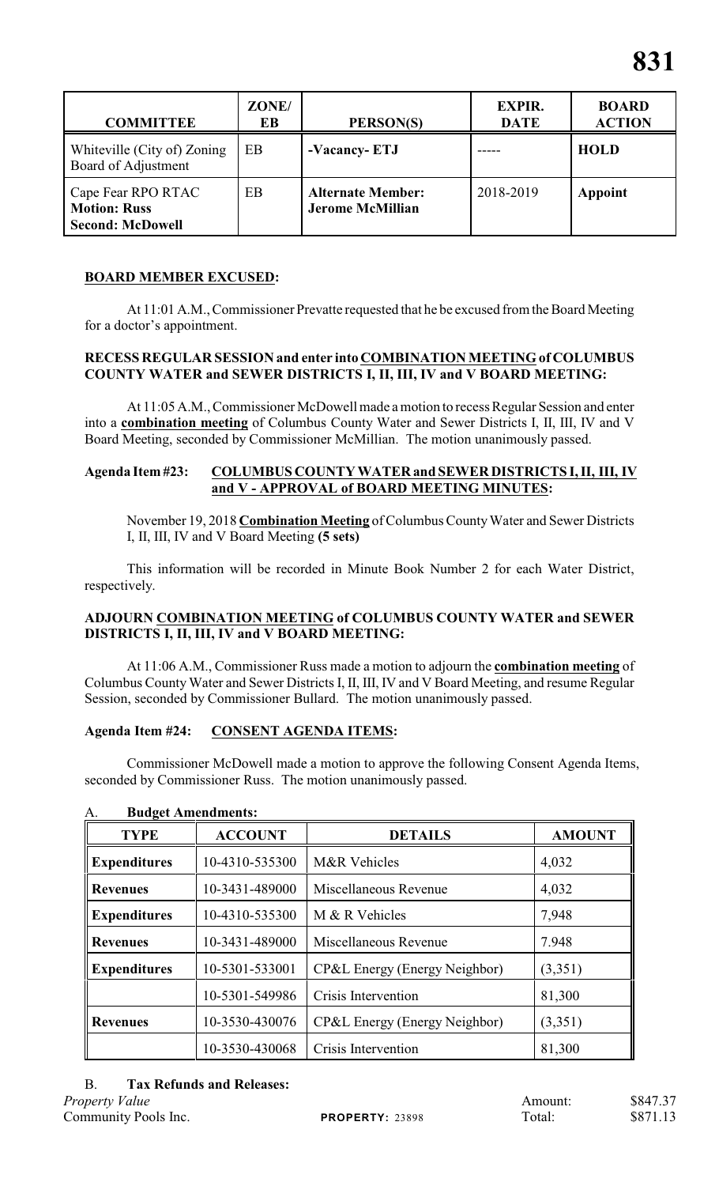| COMMITTEE | ZONE/ EB | PERSON(S) | EXPIR. DATE | BOARD ACTION |
|---|---|---|---|---|
| Whiteville (City of) Zoning Board of Adjustment | EB | **-Vacancy- ETJ** | ----- | **HOLD** |
| Cape Fear RPO RTAC **Motion: Russ Second: McDowell** | EB | **Alternate Member: Jerome McMillian** | 2018-2019 | **Appoint** |

**BOARD MEMBER EXCUSED:**

At 11:01 A.M., Commissioner Prevatte requested that he be excused from the Board Meeting for a doctor's appointment.

**RECESS REGULAR SESSION and enter into COMBINATION MEETING of COLUMBUS COUNTY WATER and SEWER DISTRICTS I, II, III, IV and V BOARD MEETING:**

At 11:05 A.M., Commissioner McDowell made a motion to recess Regular Session and enter into a **combination meeting** of Columbus County Water and Sewer Districts I, II, III, IV and V Board Meeting, seconded by Commissioner McMillian. The motion unanimously passed.

**Agenda Item #23: COLUMBUS COUNTY WATER and SEWER DISTRICTS I, II, III, IV and V - APPROVAL of BOARD MEETING MINUTES:**

November 19, 2018 **Combination Meeting** of Columbus County Water and Sewer Districts I, II, III, IV and V Board Meeting **(5 sets)**

This information will be recorded in Minute Book Number 2 for each Water District, respectively.

**ADJOURN COMBINATION MEETING of COLUMBUS COUNTY WATER and SEWER DISTRICTS I, II, III, IV and V BOARD MEETING:**

At 11:06 A.M., Commissioner Russ made a motion to adjourn the **combination meeting** of Columbus County Water and Sewer Districts I, II, III, IV and V Board Meeting, and resume Regular Session, seconded by Commissioner Bullard. The motion unanimously passed.

**Agenda Item #24: CONSENT AGENDA ITEMS:**

Commissioner McDowell made a motion to approve the following Consent Agenda Items, seconded by Commissioner Russ. The motion unanimously passed.

A. **Budget Amendments:**

| TYPE | ACCOUNT | DETAILS | AMOUNT |
|---|---|---|---|
| **Expenditures** | 10-4310-535300 | M&R Vehicles | 4,032 |
| **Revenues** | 10-3431-489000 | Miscellaneous Revenue | 4,032 |
| **Expenditures** | 10-4310-535300 | M & R Vehicles | 7,948 |
| **Revenues** | 10-3431-489000 | Miscellaneous Revenue | 7.948 |
| **Expenditures** | 10-5301-533001 | CP&L Energy (Energy Neighbor) | (3,351) |
| | 10-5301-549986 | Crisis Intervention | 81,300 |
| **Revenues** | 10-3530-430076 | CP&L Energy (Energy Neighbor) | (3,351) |
| | 10-3530-430068 | Crisis Intervention | 81,300 |

B. **Tax Refunds and Releases:**

*Property Value* Amount: $847.37

Community Pools Inc. **PROPERTY:** 23898 Total: $871.13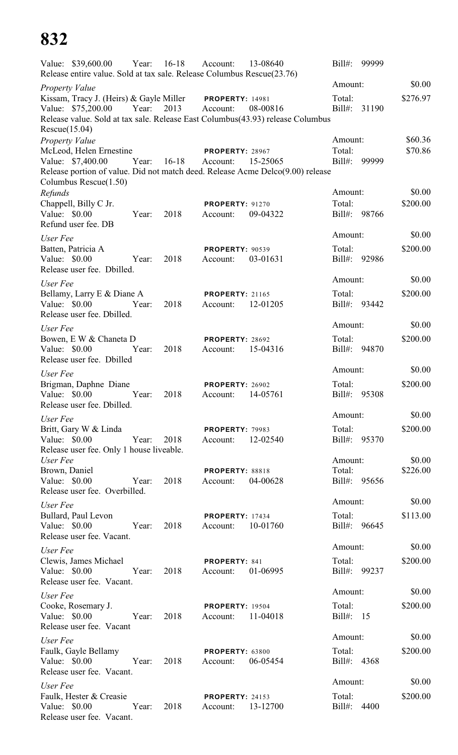Value: $39,600.00 Year: 16-18 Account: 13-08640 Bill#: 99999
Release entire value. Sold at tax sale. Release Columbus Rescue(23.76)

*Property Value* Amount: $0.00
Kissam, Tracy J. (Heirs) & Gayle Miller **PROPERTY:** 14981 Total: $276.97
Value: $75,200.00 Year: 2013 Account: 08-00816 Bill#: 31190
Release value. Sold at tax sale. Release East Columbus(43.93) release Columbus Rescue(15.04)

*Property Value* Amount: $60.36
McLeod, Helen Ernestine **PROPERTY:** 28967 Total: $70.86
Value: $7,400.00 Year: 16-18 Account: 15-25065 Bill#: 99999
Release portion of value. Did not match deed. Release Acme Delco(9.00) release Columbus Rescue(1.50)

*Refunds* Amount: $0.00
Chappell, Billy C Jr. **PROPERTY:** 91270 Total: $200.00
Value: $0.00 Year: 2018 Account: 09-04322 Bill#: 98766
Refund user fee. DB

*User Fee* Amount: $0.00
Batten, Patricia A **PROPERTY:** 90539 Total: $200.00
Value: $0.00 Year: 2018 Account: 03-01631 Bill#: 92986
Release user fee. Dbilled.

*User Fee* Amount: $0.00
Bellamy, Larry E & Diane A **PROPERTY:** 21165 Total: $200.00
Value: $0.00 Year: 2018 Account: 12-01205 Bill#: 93442
Release user fee. Dbilled.

*User Fee* Amount: $0.00
Bowen, E W & Chaneta D **PROPERTY:** 28692 Total: $200.00
Value: $0.00 Year: 2018 Account: 15-04316 Bill#: 94870
Release user fee. Dbilled

*User Fee* Amount: $0.00
Brigman, Daphne Diane **PROPERTY:** 26902 Total: $200.00
Value: $0.00 Year: 2018 Account: 14-05761 Bill#: 95308
Release user fee. Dbilled.

*User Fee* Amount: $0.00
Britt, Gary W & Linda **PROPERTY:** 79983 Total: $200.00
Value: $0.00 Year: 2018 Account: 12-02540 Bill#: 95370
Release user fee. Only 1 house liveable.

*User Fee* Amount: $0.00
Brown, Daniel **PROPERTY:** 88818 Total: $226.00
Value: $0.00 Year: 2018 Account: 04-00628 Bill#: 95656
Release user fee. Overbilled.

*User Fee* Amount: $0.00
Bullard, Paul Levon **PROPERTY:** 17434 Total: $113.00
Value: $0.00 Year: 2018 Account: 10-01760 Bill#: 96645
Release user fee. Vacant.

*User Fee* Amount: $0.00
Clewis, James Michael **PROPERTY:** 841 Total: $200.00
Value: $0.00 Year: 2018 Account: 01-06995 Bill#: 99237
Release user fee. Vacant.

*User Fee* Amount: $0.00
Cooke, Rosemary J. **PROPERTY:** 19504 Total: $200.00
Value: $0.00 Year: 2018 Account: 11-04018 Bill#: 15
Release user fee. Vacant

*User Fee* Amount: $0.00
Faulk, Gayle Bellamy **PROPERTY:** 63800 Total: $200.00
Value: $0.00 Year: 2018 Account: 06-05454 Bill#: 4368
Release user fee. Vacant.

*User Fee* Amount: $0.00
Faulk, Hester & Creasie **PROPERTY:** 24153 Total: $200.00
Value: $0.00 Year: 2018 Account: 13-12700 Bill#: 4400
Release user fee. Vacant.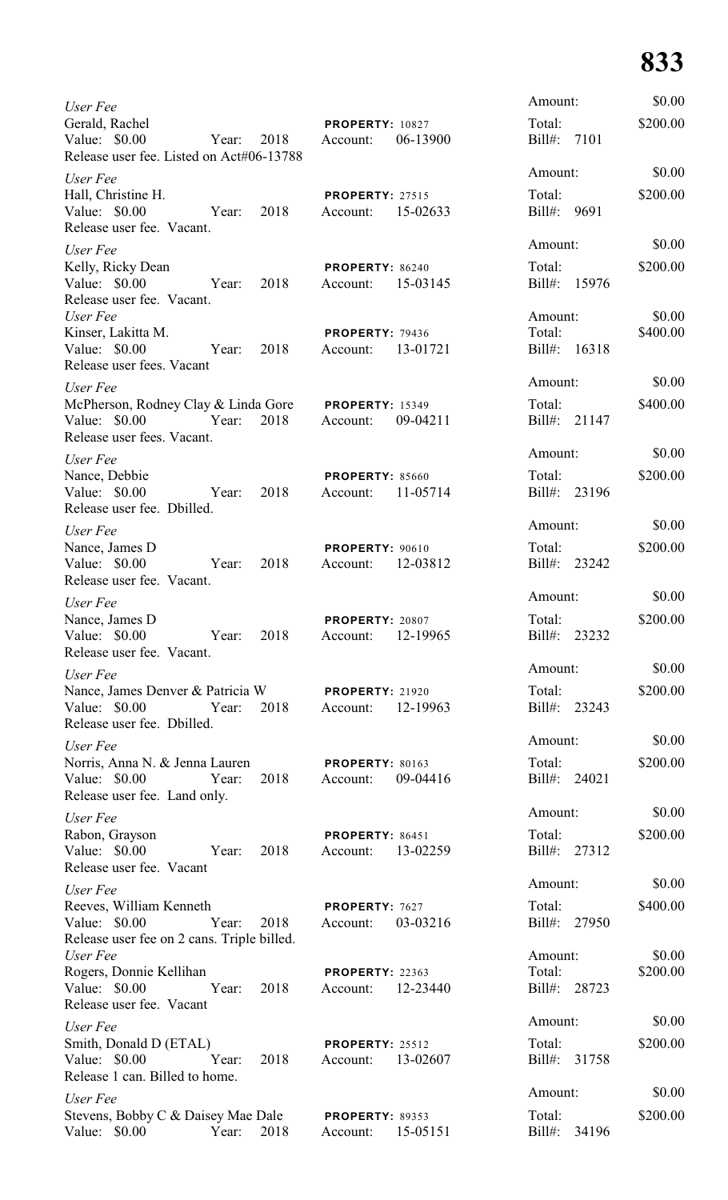*User Fee*
Gerald, Rachel — **PROPERTY:** 10827
Value: $0.00 Year: 2018 Account: 06-13900
Release user fee. Listed on Act#06-13788
Amount: $0.00
Total: $200.00
Bill#: 7101

*User Fee*
Hall, Christine H. — **PROPERTY:** 27515
Value: $0.00 Year: 2018 Account: 15-02633
Release user fee. Vacant.
Amount: $0.00
Total: $200.00
Bill#: 9691

*User Fee*
Kelly, Ricky Dean — **PROPERTY:** 86240
Value: $0.00 Year: 2018 Account: 15-03145
Release user fee. Vacant.
Amount: $0.00
Total: $200.00
Bill#: 15976

*User Fee*
Kinser, Lakitta M. — **PROPERTY:** 79436
Value: $0.00 Year: 2018 Account: 13-01721
Release user fees. Vacant
Amount: $0.00
Total: $400.00
Bill#: 16318

*User Fee*
McPherson, Rodney Clay & Linda Gore — **PROPERTY:** 15349
Value: $0.00 Year: 2018 Account: 09-04211
Release user fees. Vacant.
Amount: $0.00
Total: $400.00
Bill#: 21147

*User Fee*
Nance, Debbie — **PROPERTY:** 85660
Value: $0.00 Year: 2018 Account: 11-05714
Release user fee. Dbilled.
Amount: $0.00
Total: $200.00
Bill#: 23196

*User Fee*
Nance, James D — **PROPERTY:** 90610
Value: $0.00 Year: 2018 Account: 12-03812
Release user fee. Vacant.
Amount: $0.00
Total: $200.00
Bill#: 23242

*User Fee*
Nance, James D — **PROPERTY:** 20807
Value: $0.00 Year: 2018 Account: 12-19965
Release user fee. Vacant.
Amount: $0.00
Total: $200.00
Bill#: 23232

*User Fee*
Nance, James Denver & Patricia W — **PROPERTY:** 21920
Value: $0.00 Year: 2018 Account: 12-19963
Release user fee. Dbilled.
Amount: $0.00
Total: $200.00
Bill#: 23243

*User Fee*
Norris, Anna N. & Jenna Lauren — **PROPERTY:** 80163
Value: $0.00 Year: 2018 Account: 09-04416
Release user fee. Land only.
Amount: $0.00
Total: $200.00
Bill#: 24021

*User Fee*
Rabon, Grayson — **PROPERTY:** 86451
Value: $0.00 Year: 2018 Account: 13-02259
Release user fee. Vacant
Amount: $0.00
Total: $200.00
Bill#: 27312

*User Fee*
Reeves, William Kenneth — **PROPERTY:** 7627
Value: $0.00 Year: 2018 Account: 03-03216
Release user fee on 2 cans. Triple billed.
Amount: $0.00
Total: $400.00
Bill#: 27950

*User Fee*
Rogers, Donnie Kellihan — **PROPERTY:** 22363
Value: $0.00 Year: 2018 Account: 12-23440
Release user fee. Vacant
Amount: $0.00
Total: $200.00
Bill#: 28723

*User Fee*
Smith, Donald D (ETAL) — **PROPERTY:** 25512
Value: $0.00 Year: 2018 Account: 13-02607
Release 1 can. Billed to home.
Amount: $0.00
Total: $200.00
Bill#: 31758

*User Fee*
Stevens, Bobby C & Daisey Mae Dale — **PROPERTY:** 89353
Value: $0.00 Year: 2018 Account: 15-05151
Amount: $0.00
Total: $200.00
Bill#: 34196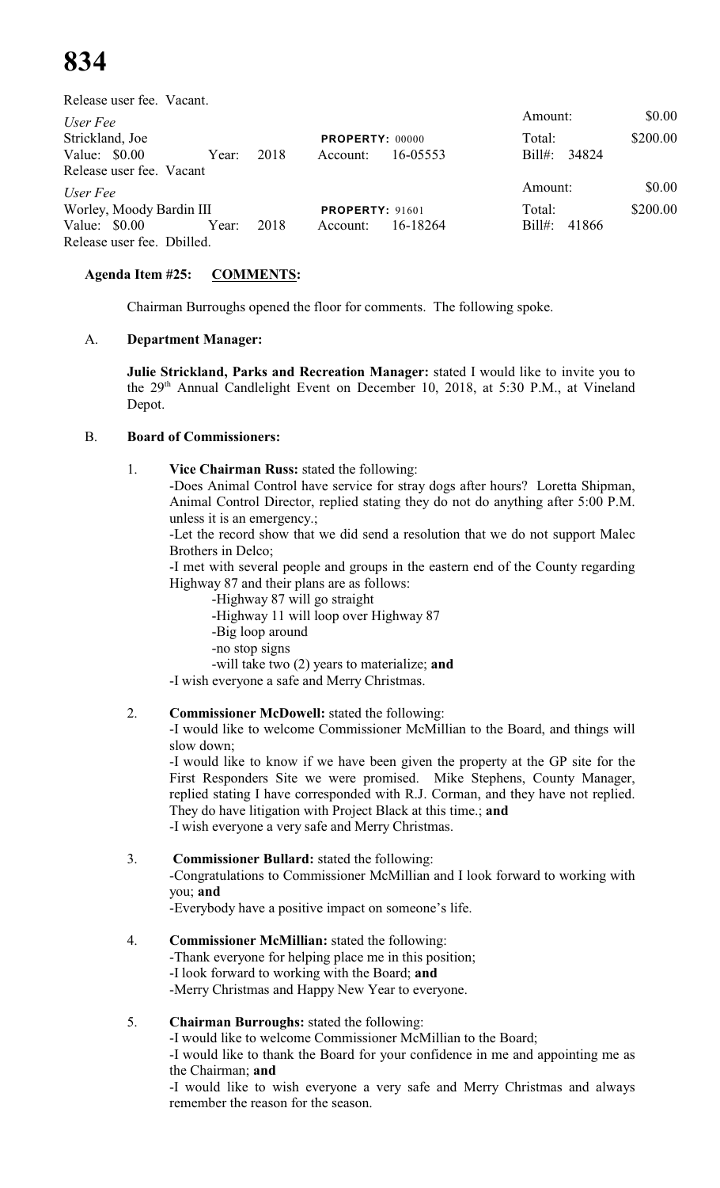Release user fee. Vacant.

| | | | | | |
|---|---|---|---|---|---|
| *User Fee* | | | | Amount: | $0.00 |
| Strickland, Joe | | **PROPERTY:** 00000 | | Total: | $200.00 |
| Value: $0.00 | Year: 2018 | Account: | 16-05553 | Bill#: 34824 | |

Release user fee. Vacant

| | | | | | |
|---|---|---|---|---|---|
| *User Fee* | | | | Amount: | $0.00 |
| Worley, Moody Bardin III | | **PROPERTY:** 91601 | | Total: | $200.00 |
| Value: $0.00 | Year: 2018 | Account: | 16-18264 | Bill#: 41866 | |

Release user fee. Dbilled.

**Agenda Item #25: COMMENTS:**

Chairman Burroughs opened the floor for comments. The following spoke.

A. **Department Manager:**

**Julie Strickland, Parks and Recreation Manager:** stated I would like to invite you to the 29th Annual Candlelight Event on December 10, 2018, at 5:30 P.M., at Vineland Depot.

B. **Board of Commissioners:**

1. **Vice Chairman Russ:** stated the following:
   -Does Animal Control have service for stray dogs after hours? Loretta Shipman, Animal Control Director, replied stating they do not do anything after 5:00 P.M. unless it is an emergency.;
   -Let the record show that we did send a resolution that we do not support Malec Brothers in Delco;
   -I met with several people and groups in the eastern end of the County regarding Highway 87 and their plans are as follows:
   -Highway 87 will go straight
   -Highway 11 will loop over Highway 87
   -Big loop around
   -no stop signs
   -will take two (2) years to materialize; **and**
   -I wish everyone a safe and Merry Christmas.

2. **Commissioner McDowell:** stated the following:
   -I would like to welcome Commissioner McMillian to the Board, and things will slow down;
   -I would like to know if we have been given the property at the GP site for the First Responders Site we were promised. Mike Stephens, County Manager, replied stating I have corresponded with R.J. Corman, and they have not replied. They do have litigation with Project Black at this time.; **and**
   -I wish everyone a very safe and Merry Christmas.

3. **Commissioner Bullard:** stated the following:
   -Congratulations to Commissioner McMillian and I look forward to working with you; **and**
   -Everybody have a positive impact on someone's life.

4. **Commissioner McMillian:** stated the following:
   -Thank everyone for helping place me in this position;
   -I look forward to working with the Board; **and**
   -Merry Christmas and Happy New Year to everyone.

5. **Chairman Burroughs:** stated the following:
   -I would like to welcome Commissioner McMillian to the Board;
   -I would like to thank the Board for your confidence in me and appointing me as the Chairman; **and**
   -I would like to wish everyone a very safe and Merry Christmas and always remember the reason for the season.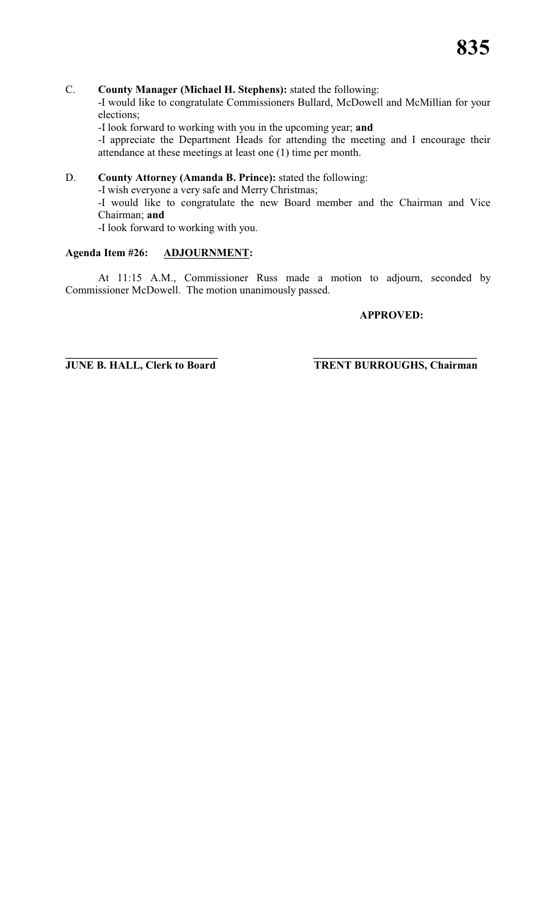C. **County Manager (Michael H. Stephens):** stated the following:

-I would like to congratulate Commissioners Bullard, McDowell and McMillian for your elections;

-I look forward to working with you in the upcoming year; **and**

-I appreciate the Department Heads for attending the meeting and I encourage their attendance at these meetings at least one (1) time per month.

D. **County Attorney (Amanda B. Prince):** stated the following:

-I wish everyone a very safe and Merry Christmas;

-I would like to congratulate the new Board member and the Chairman and Vice Chairman; **and**

-I look forward to working with you.

**Agenda Item #26: ADJOURNMENT:**

At 11:15 A.M., Commissioner Russ made a motion to adjourn, seconded by Commissioner McDowell. The motion unanimously passed.

**APPROVED:**

**JUNE B. HALL, Clerk to Board** | **TRENT BURROUGHS, Chairman**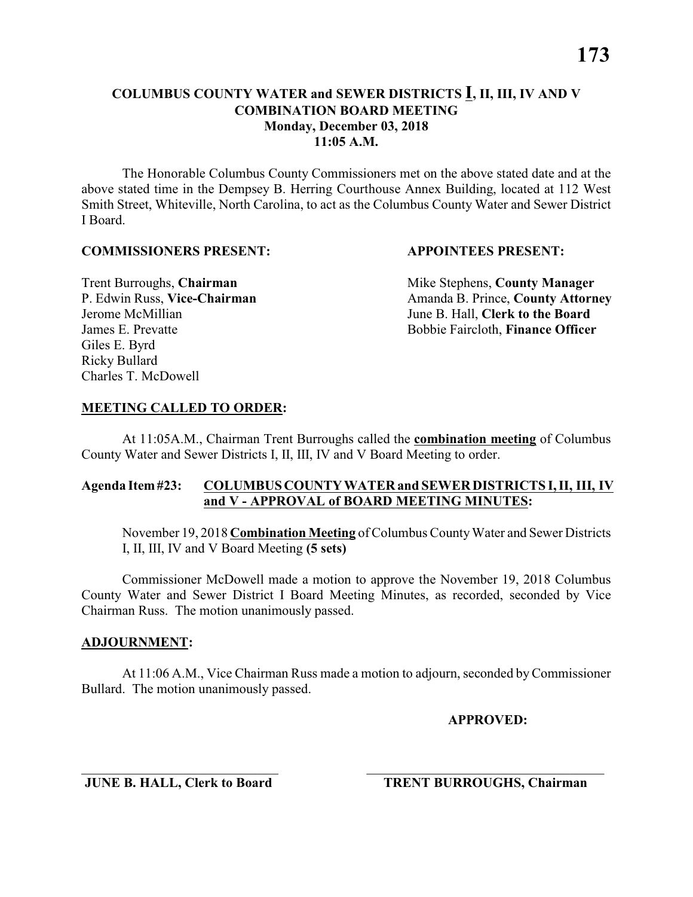# COLUMBUS COUNTY WATER and SEWER DISTRICTS I, II, III, IV AND V COMBINATION BOARD MEETING

**Monday, December 03, 2018**
**11:05 A.M.**

The Honorable Columbus County Commissioners met on the above stated date and at the above stated time in the Dempsey B. Herring Courthouse Annex Building, located at 112 West Smith Street, Whiteville, North Carolina, to act as the Columbus County Water and Sewer District I Board.

**COMMISSIONERS PRESENT:**

Trent Burroughs, **Chairman**
P. Edwin Russ, **Vice-Chairman**
Jerome McMillian
James E. Prevatte
Giles E. Byrd
Ricky Bullard
Charles T. McDowell

**APPOINTEES PRESENT:**

Mike Stephens, **County Manager**
Amanda B. Prince, **County Attorney**
June B. Hall, **Clerk to the Board**
Bobbie Faircloth, **Finance Officer**

**MEETING CALLED TO ORDER:**

At 11:05A.M., Chairman Trent Burroughs called the **combination meeting** of Columbus County Water and Sewer Districts I, II, III, IV and V Board Meeting to order.

**Agenda Item #23: COLUMBUS COUNTY WATER and SEWER DISTRICTS I, II, III, IV and V - APPROVAL of BOARD MEETING MINUTES:**

November 19, 2018 **Combination Meeting** of Columbus County Water and Sewer Districts I, II, III, IV and V Board Meeting **(5 sets)**

Commissioner McDowell made a motion to approve the November 19, 2018 Columbus County Water and Sewer District I Board Meeting Minutes, as recorded, seconded by Vice Chairman Russ. The motion unanimously passed.

**ADJOURNMENT:**

At 11:06 A.M., Vice Chairman Russ made a motion to adjourn, seconded by Commissioner Bullard. The motion unanimously passed.

**APPROVED:**

\_\_\_\_\_\_\_\_\_\_\_\_\_\_\_\_\_\_\_\_\_\_\_\_\_\_\_\_\_\_
**JUNE B. HALL, Clerk to Board**

\_\_\_\_\_\_\_\_\_\_\_\_\_\_\_\_\_\_\_\_\_\_\_\_\_\_\_\_\_\_
**TRENT BURROUGHS, Chairman**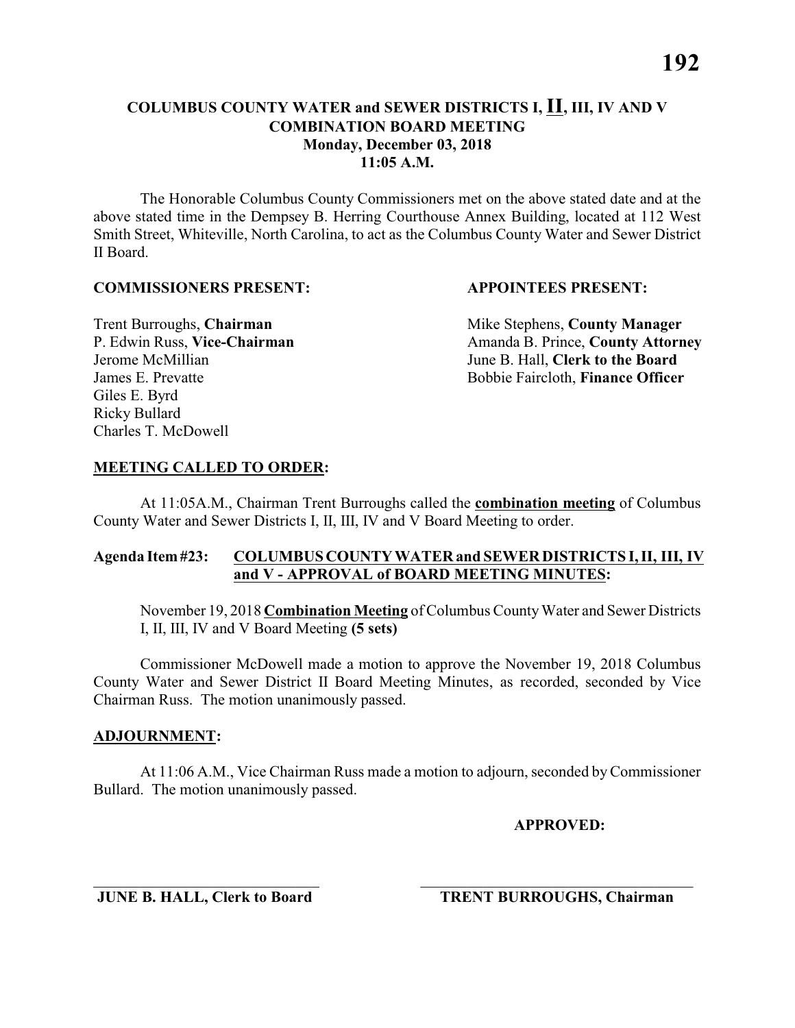# COLUMBUS COUNTY WATER and SEWER DISTRICTS I, II, III, IV AND V
## COMBINATION BOARD MEETING
### Monday, December 03, 2018
### 11:05 A.M.

The Honorable Columbus County Commissioners met on the above stated date and at the above stated time in the Dempsey B. Herring Courthouse Annex Building, located at 112 West Smith Street, Whiteville, North Carolina, to act as the Columbus County Water and Sewer District II Board.

**COMMISSIONERS PRESENT:**

Trent Burroughs, **Chairman**
P. Edwin Russ, **Vice-Chairman**
Jerome McMillian
James E. Prevatte
Giles E. Byrd
Ricky Bullard
Charles T. McDowell

**APPOINTEES PRESENT:**

Mike Stephens, **County Manager**
Amanda B. Prince, **County Attorney**
June B. Hall, **Clerk to the Board**
Bobbie Faircloth, **Finance Officer**

**MEETING CALLED TO ORDER:**

At 11:05A.M., Chairman Trent Burroughs called the **combination meeting** of Columbus County Water and Sewer Districts I, II, III, IV and V Board Meeting to order.

**Agenda Item #23: COLUMBUS COUNTY WATER and SEWER DISTRICTS I, II, III, IV and V - APPROVAL of BOARD MEETING MINUTES:**

November 19, 2018 **Combination Meeting** of Columbus County Water and Sewer Districts I, II, III, IV and V Board Meeting **(5 sets)**

Commissioner McDowell made a motion to approve the November 19, 2018 Columbus County Water and Sewer District II Board Meeting Minutes, as recorded, seconded by Vice Chairman Russ. The motion unanimously passed.

**ADJOURNMENT:**

At 11:06 A.M., Vice Chairman Russ made a motion to adjourn, seconded by Commissioner Bullard. The motion unanimously passed.

**APPROVED:**

\_\_\_\_\_\_\_\_\_\_\_\_\_\_\_\_\_\_\_\_\_\_\_\_\_\_\_\_\_
**JUNE B. HALL, Clerk to Board**

\_\_\_\_\_\_\_\_\_\_\_\_\_\_\_\_\_\_\_\_\_\_\_\_\_\_\_\_\_
**TRENT BURROUGHS, Chairman**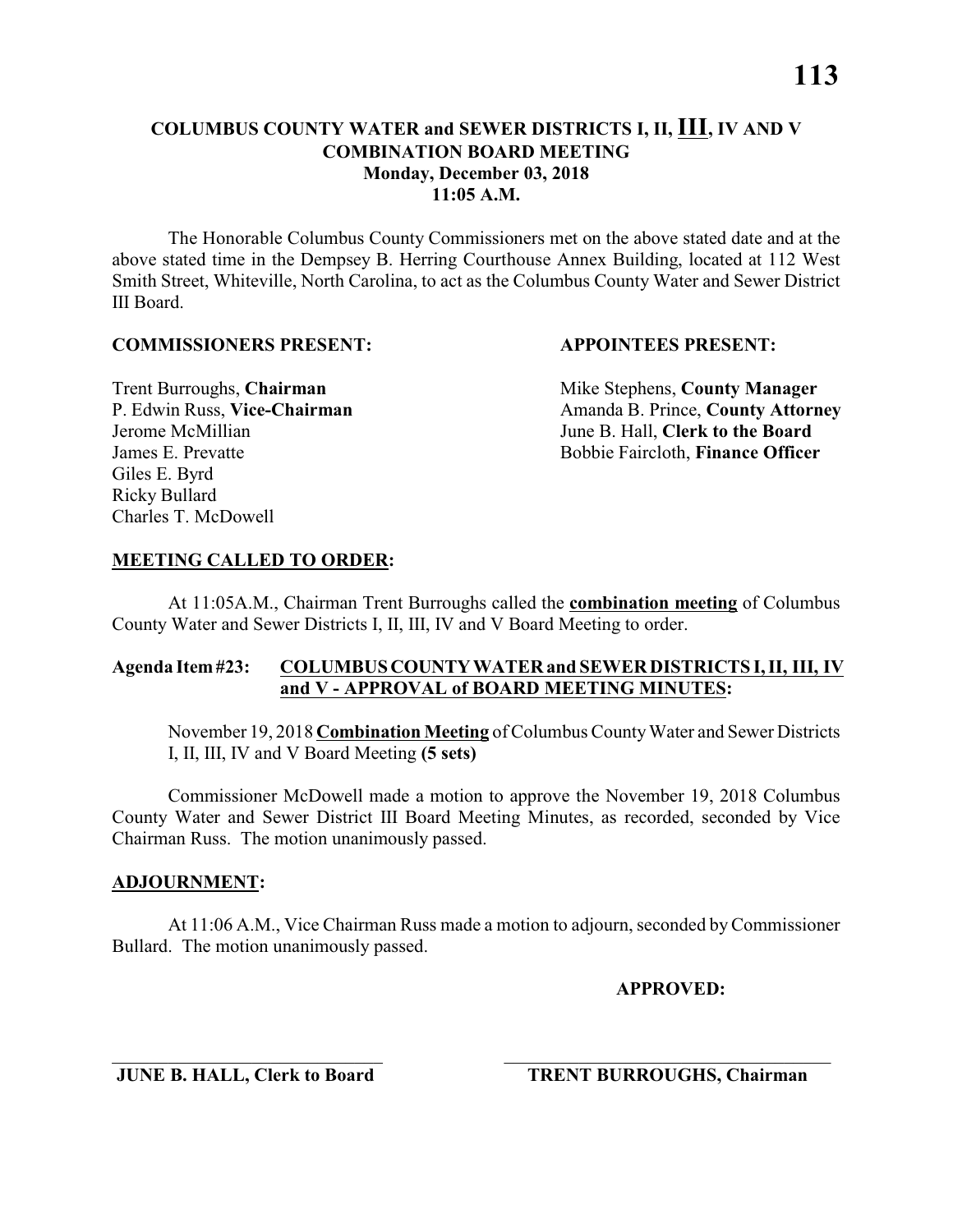# COLUMBUS COUNTY WATER and SEWER DISTRICTS I, II, III, IV AND V COMBINATION BOARD MEETING
## Monday, December 03, 2018
## 11:05 A.M.

The Honorable Columbus County Commissioners met on the above stated date and at the above stated time in the Dempsey B. Herring Courthouse Annex Building, located at 112 West Smith Street, Whiteville, North Carolina, to act as the Columbus County Water and Sewer District III Board.

**COMMISSIONERS PRESENT:**

Trent Burroughs, **Chairman**
P. Edwin Russ, **Vice-Chairman**
Jerome McMillian
James E. Prevatte
Giles E. Byrd
Ricky Bullard
Charles T. McDowell

**APPOINTEES PRESENT:**

Mike Stephens, **County Manager**
Amanda B. Prince, **County Attorney**
June B. Hall, **Clerk to the Board**
Bobbie Faircloth, **Finance Officer**

**MEETING CALLED TO ORDER:**

At 11:05A.M., Chairman Trent Burroughs called the **combination meeting** of Columbus County Water and Sewer Districts I, II, III, IV and V Board Meeting to order.

**Agenda Item #23: COLUMBUS COUNTY WATER and SEWER DISTRICTS I, II, III, IV and V - APPROVAL of BOARD MEETING MINUTES:**

November 19, 2018 **Combination Meeting** of Columbus County Water and Sewer Districts I, II, III, IV and V Board Meeting **(5 sets)**

Commissioner McDowell made a motion to approve the November 19, 2018 Columbus County Water and Sewer District III Board Meeting Minutes, as recorded, seconded by Vice Chairman Russ. The motion unanimously passed.

**ADJOURNMENT:**

At 11:06 A.M., Vice Chairman Russ made a motion to adjourn, seconded by Commissioner Bullard. The motion unanimously passed.

**APPROVED:**

______________________________
**JUNE B. HALL, Clerk to Board**

______________________________
**TRENT BURROUGHS, Chairman**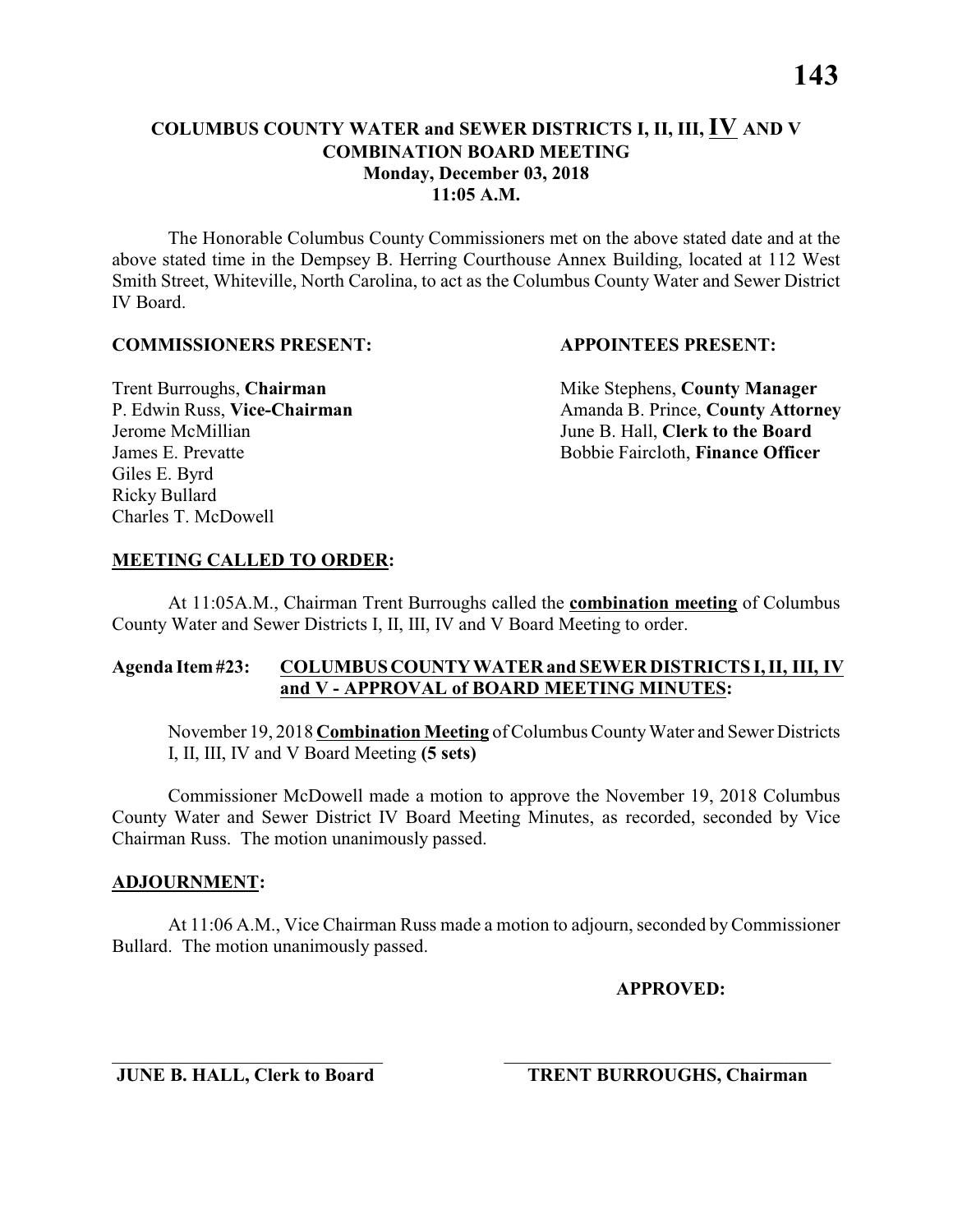**COLUMBUS COUNTY WATER and SEWER DISTRICTS I, II, III, IV AND V**
**COMBINATION BOARD MEETING**
**Monday, December 03, 2018**
**11:05 A.M.**

The Honorable Columbus County Commissioners met on the above stated date and at the above stated time in the Dempsey B. Herring Courthouse Annex Building, located at 112 West Smith Street, Whiteville, North Carolina, to act as the Columbus County Water and Sewer District IV Board.

**COMMISSIONERS PRESENT:**

Trent Burroughs, **Chairman**
P. Edwin Russ, **Vice-Chairman**
Jerome McMillian
James E. Prevatte
Giles E. Byrd
Ricky Bullard
Charles T. McDowell

**APPOINTEES PRESENT:**

Mike Stephens, **County Manager**
Amanda B. Prince, **County Attorney**
June B. Hall, **Clerk to the Board**
Bobbie Faircloth, **Finance Officer**

**MEETING CALLED TO ORDER:**

At 11:05A.M., Chairman Trent Burroughs called the **combination meeting** of Columbus County Water and Sewer Districts I, II, III, IV and V Board Meeting to order.

**Agenda Item #23: COLUMBUS COUNTY WATER and SEWER DISTRICTS I, II, III, IV and V - APPROVAL of BOARD MEETING MINUTES:**

November 19, 2018 **Combination Meeting** of Columbus County Water and Sewer Districts I, II, III, IV and V Board Meeting **(5 sets)**

Commissioner McDowell made a motion to approve the November 19, 2018 Columbus County Water and Sewer District IV Board Meeting Minutes, as recorded, seconded by Vice Chairman Russ. The motion unanimously passed.

**ADJOURNMENT:**

At 11:06 A.M., Vice Chairman Russ made a motion to adjourn, seconded by Commissioner Bullard. The motion unanimously passed.

**APPROVED:**

\_\_\_\_\_\_\_\_\_\_\_\_\_\_\_\_\_\_\_\_\_\_\_\_\_\_\_\_\_\_
**JUNE B. HALL, Clerk to Board**

\_\_\_\_\_\_\_\_\_\_\_\_\_\_\_\_\_\_\_\_\_\_\_\_\_\_\_\_\_\_
**TRENT BURROUGHS, Chairman**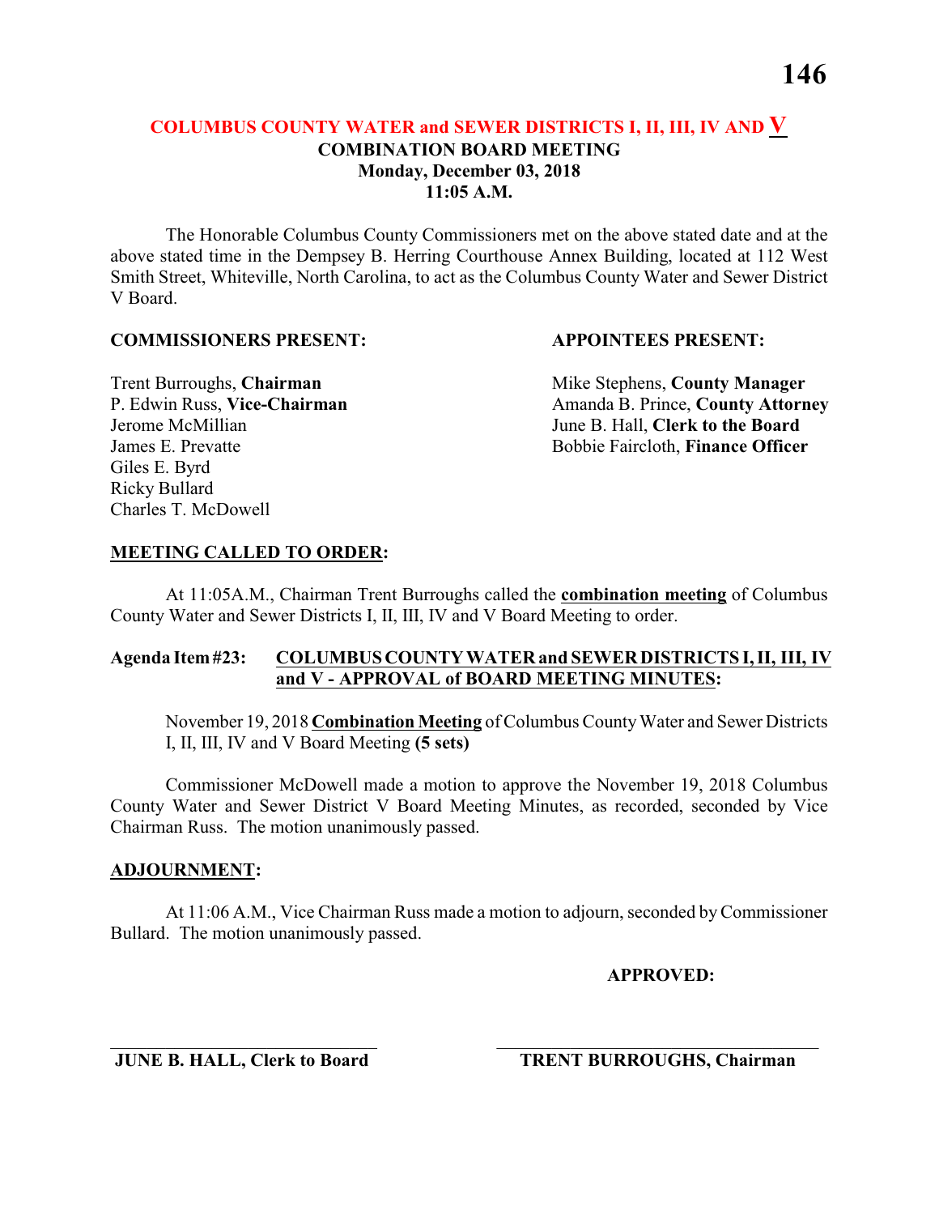## COLUMBUS COUNTY WATER and SEWER DISTRICTS I, II, III, IV AND <u>V</u>
### COMBINATION BOARD MEETING
### Monday, December 03, 2018
### 11:05 A.M.

The Honorable Columbus County Commissioners met on the above stated date and at the above stated time in the Dempsey B. Herring Courthouse Annex Building, located at 112 West Smith Street, Whiteville, North Carolina, to act as the Columbus County Water and Sewer District V Board.

**COMMISSIONERS PRESENT:**

Trent Burroughs, **Chairman**
P. Edwin Russ, **Vice-Chairman**
Jerome McMillian
James E. Prevatte
Giles E. Byrd
Ricky Bullard
Charles T. McDowell

**APPOINTEES PRESENT:**

Mike Stephens, **County Manager**
Amanda B. Prince, **County Attorney**
June B. Hall, **Clerk to the Board**
Bobbie Faircloth, **Finance Officer**

**<u>MEETING CALLED TO ORDER</u>:**

At 11:05A.M., Chairman Trent Burroughs called the **<u>combination meeting</u>** of Columbus County Water and Sewer Districts I, II, III, IV and V Board Meeting to order.

**Agenda Item #23: <u>COLUMBUS COUNTY WATER and SEWER DISTRICTS I, II, III, IV and V - APPROVAL of BOARD MEETING MINUTES</u>:**

November 19, 2018 **<u>Combination Meeting</u>** of Columbus County Water and Sewer Districts I, II, III, IV and V Board Meeting **(5 sets)**

Commissioner McDowell made a motion to approve the November 19, 2018 Columbus County Water and Sewer District V Board Meeting Minutes, as recorded, seconded by Vice Chairman Russ. The motion unanimously passed.

**<u>ADJOURNMENT</u>:**

At 11:06 A.M., Vice Chairman Russ made a motion to adjourn, seconded by Commissioner Bullard. The motion unanimously passed.

**APPROVED:**

\_\_\_\_\_\_\_\_\_\_\_\_\_\_\_\_\_\_\_\_\_\_\_\_\_\_\_\_\_\_
**JUNE B. HALL, Clerk to Board**

\_\_\_\_\_\_\_\_\_\_\_\_\_\_\_\_\_\_\_\_\_\_\_\_\_\_\_\_\_\_
**TRENT BURROUGHS, Chairman**